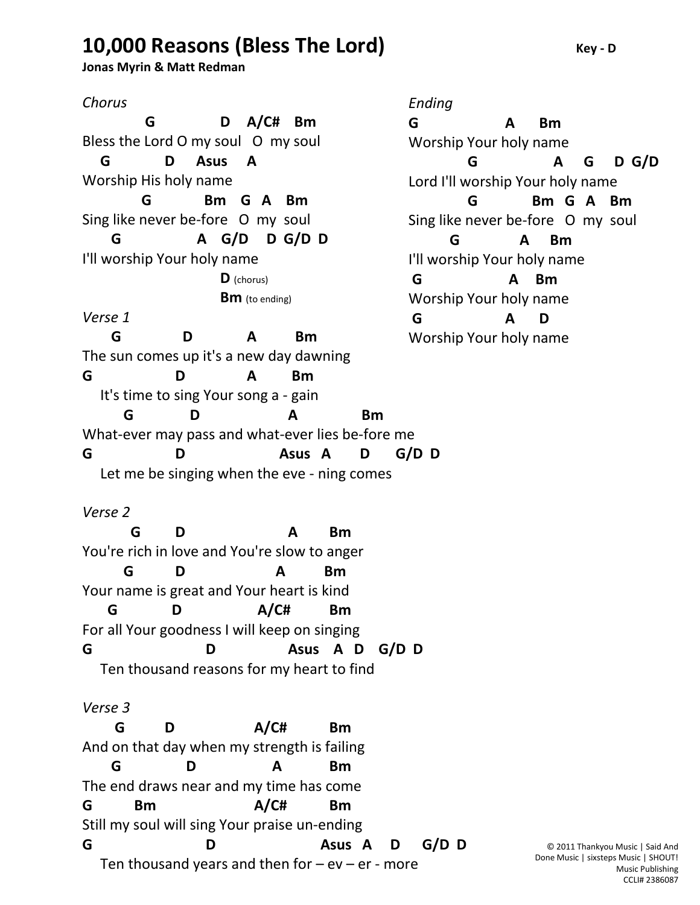# 10,000 Reasons (Bless The Lord)

**Key - D**

**Jonas Myrin & Matt Redman**

*Chorus*

```
            G              D    A/C#   Bm
Bless the Lord O my soul   O  my soul
    G            D     Asus    A
Worship His holy name
            G           Bm   G   A    Bm
Sing like never be-fore   O  my  soul
     G                A    G/D    D  G/D  D
I'll worship Your holy name
                          D (chorus)
                          Bm (to ending)
```

*Verse 1*

```
      G             D            A         Bm
The sun comes up it's a new day dawning
G                D           A        Bm
   It's time to sing Your song a - gain
       G            D                  A              Bm
What-ever may pass and what-ever lies be-fore me
G                D                   Asus  A      D     G/D  D
   Let me be singing when the eve - ning comes
```

*Verse 2*

```
          G       D                     A       Bm
You're rich in love and You're slow to anger
        G        D                 A        Bm
Your name is great and Your heart is kind
     G          D             A/C#         Bm
For all Your goodness I will keep on singing
G                      D                Asus   A  D    G/D  D
   Ten thousand reasons for my heart to find
```

*Verse 3*

```
       G        D               A/C#          Bm
And on that day when my strength is failing
      G            D              A          Bm
The end draws near and my time has come
G          Bm              A/C#         Bm
Still my soul will sing Your praise un-ending
G                   D                    Asus  A    D     G/D  D
   Ten thousand years and then for – ev – er - more
```

*Ending*

```
G                   A      Bm
Worship Your holy name
            G                  A     G     D  G/D
Lord I'll worship Your holy name
            G           Bm   G   A    Bm
Sing like never be-fore   O  my  soul
         G             A     Bm
I'll worship Your holy name
 G                  A    Bm
Worship Your holy name
 G                  A     D
Worship Your holy name
```

© 2011 Thankyou Music | Said And Done Music | sixsteps Music | SHOUT! Music Publishing
CCLI# 2386087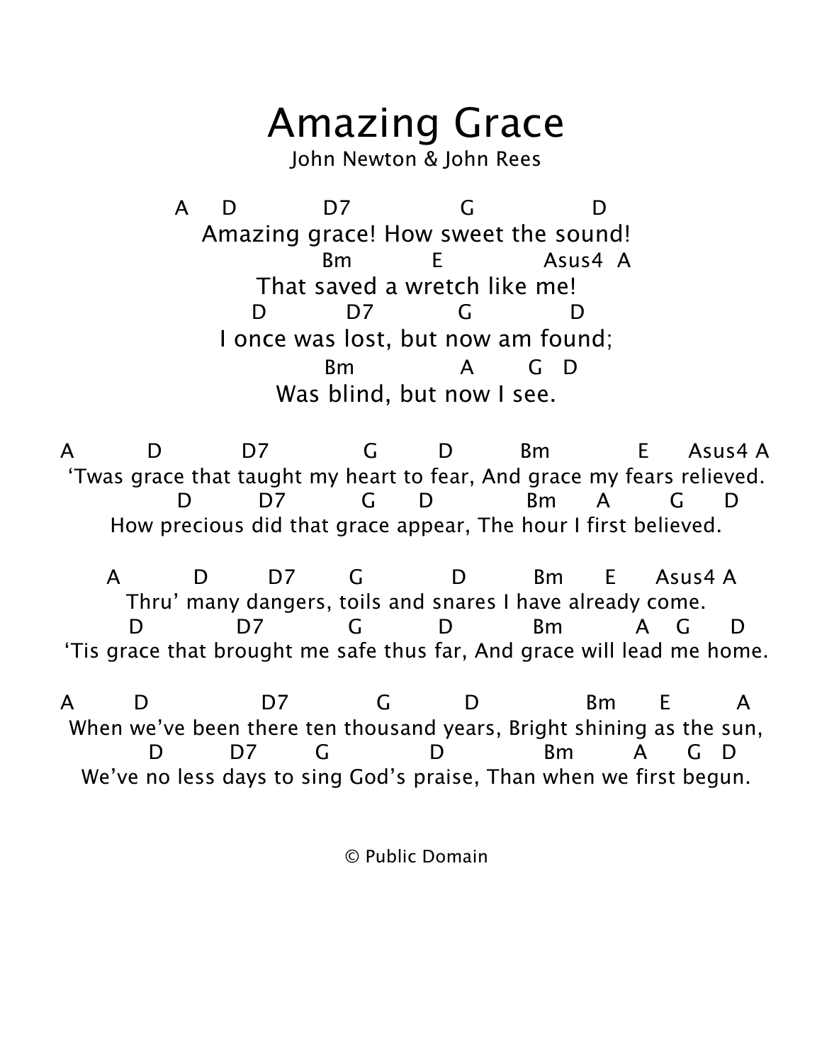# Amazing Grace

John Newton & John Rees

```
A     D            D7                G                 D
   Amazing grace! How sweet the sound!
                   Bm           E              Asus4  A
          That saved a wretch like me!
          D            D7            G              D
   I once was lost, but now am found;
                   Bm               A        G   D
          Was blind, but now I see.

A          D           D7              G         D          Bm            E      Asus4 A
'Twas grace that taught my heart to fear, And grace my fears relieved.
          D          D7           G      D             Bm      A        G      D
How precious did that grace appear, The hour I first believed.

A          D         D7       G            D          Bm      E      Asus4 A
Thru' many dangers, toils and snares I have already come.
   D             D7            G           D            Bm          A    G      D
'Tis grace that brought me safe thus far, And grace will lead me home.

A         D                D7             G           D               Bm       E         A
When we've been there ten thousand years, Bright shining as the sun,
          D          D7        G              D              Bm         A      G   D
We've no less days to sing God's praise, Than when we first begun.
```

© Public Domain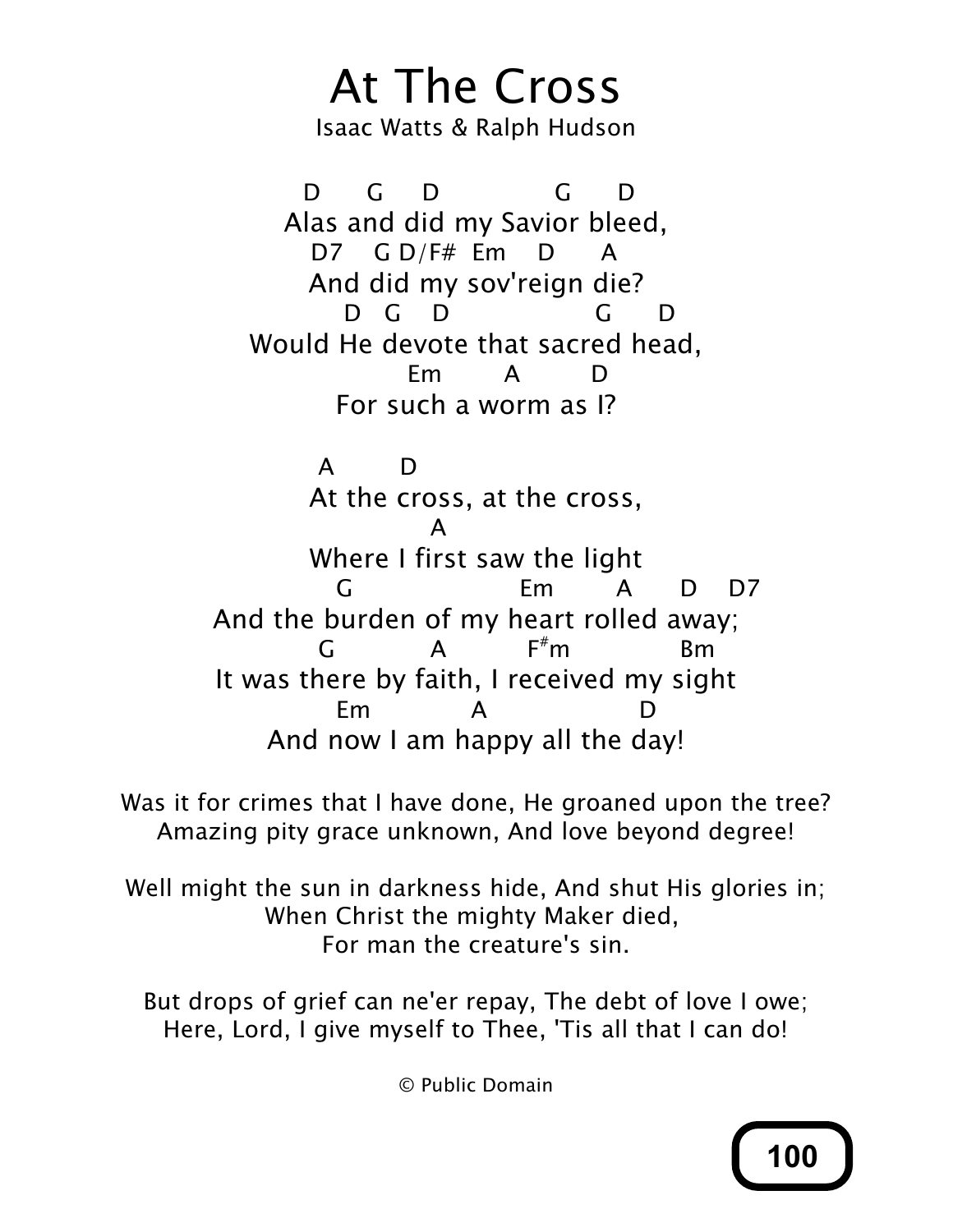# At The Cross

Isaac Watts & Ralph Hudson

```
D      G     D              G      D
Alas and did my Savior bleed,
D7    G D/F#  Em    D      A
And did my sov'reign die?
D   G    D                 G      D
Would He devote that sacred head,
Em        A         D
For such a worm as I?

A         D
At the cross, at the cross,
              A
Where I first saw the light
G                    Em        A      D    D7
And the burden of my heart rolled away;
G           A          F#m              Bm
It was there by faith, I received my sight
Em            A                  D
And now I am happy all the day!
```

Was it for crimes that I have done, He groaned upon the tree?
Amazing pity grace unknown, And love beyond degree!

Well might the sun in darkness hide, And shut His glories in;
When Christ the mighty Maker died,
For man the creature's sin.

But drops of grief can ne'er repay, The debt of love I owe;
Here, Lord, I give myself to Thee, 'Tis all that I can do!

© Public Domain

100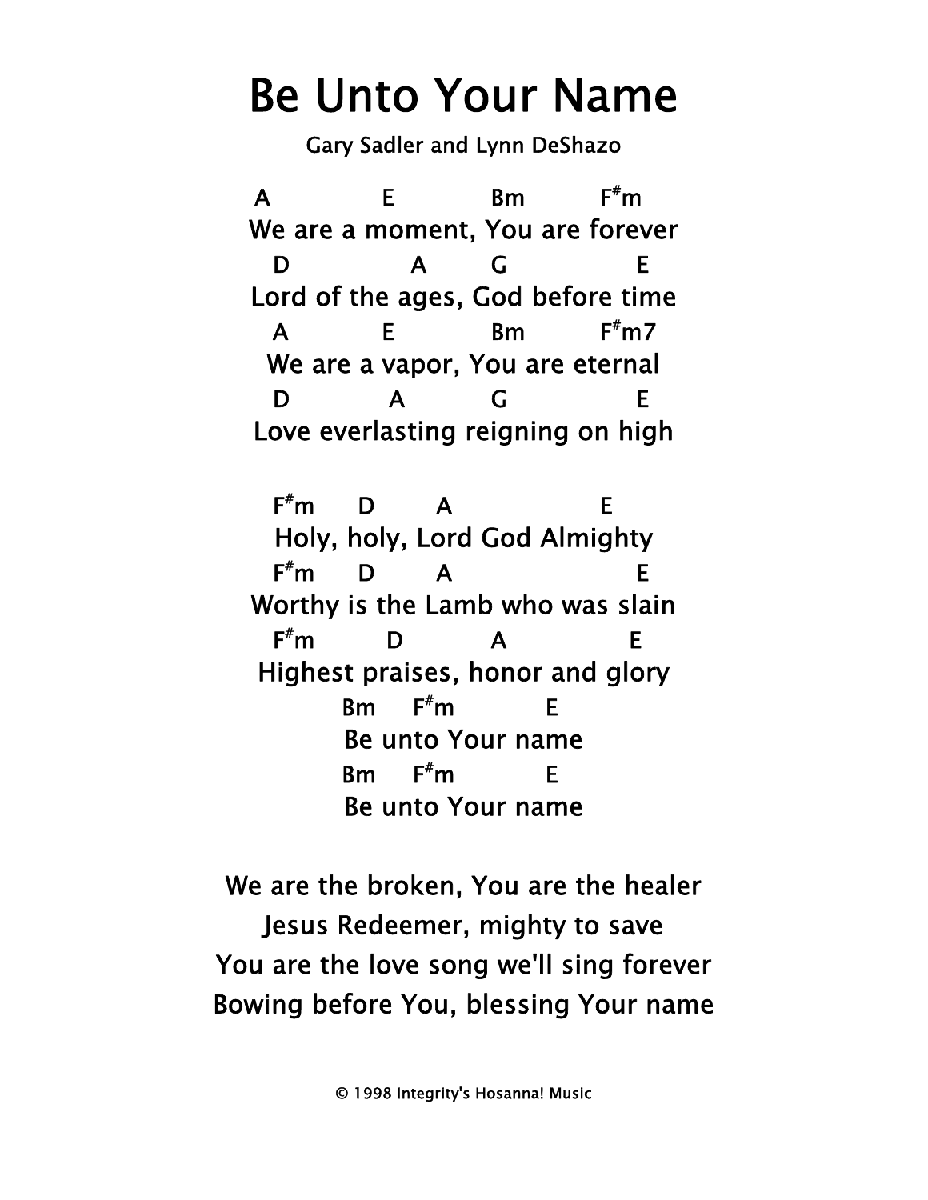# Be Unto Your Name

Gary Sadler and Lynn DeShazo

```
 A              E             Bm          F#m
We are a moment, You are forever
  D              A        G               E
Lord of the ages, God before time
  A           E             Bm         F#m7
 We are a vapor, You are eternal
  D            A          G               E
Love everlasting reigning on high

  F#m      D        A                  E
  Holy, holy, Lord God Almighty
  F#m      D        A                     E
Worthy is the Lamb who was slain
  F#m         D           A              E
 Highest praises, honor and glory
           Bm     F#m           E
           Be unto Your name
           Bm     F#m           E
           Be unto Your name
```

We are the broken, You are the healer
Jesus Redeemer, mighty to save
You are the love song we'll sing forever
Bowing before You, blessing Your name

© 1998 Integrity's Hosanna! Music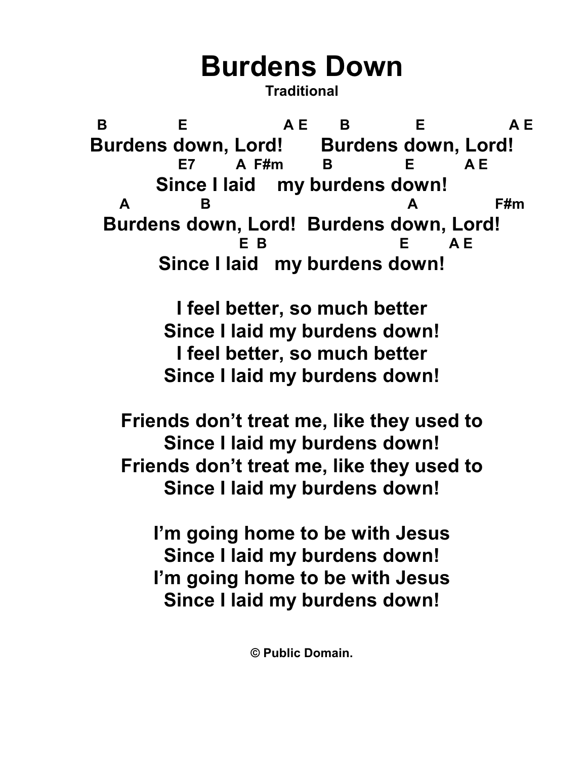# Burdens Down

**Traditional**

```
 B             E                  A E      B            E                 A E
Burdens down, Lord!      Burdens down, Lord!
              E7        A  F#m        B              E          A E
        Since I laid    my burdens down!
  A            B                                     A                F#m
Burdens down, Lord!  Burdens down, Lord!
                          E  B                        E        A E
        Since I laid   my burdens down!
```

**I feel better, so much better**
**Since I laid my burdens down!**
**I feel better, so much better**
**Since I laid my burdens down!**

**Friends don't treat me, like they used to**
**Since I laid my burdens down!**
**Friends don't treat me, like they used to**
**Since I laid my burdens down!**

**I'm going home to be with Jesus**
**Since I laid my burdens down!**
**I'm going home to be with Jesus**
**Since I laid my burdens down!**

**© Public Domain.**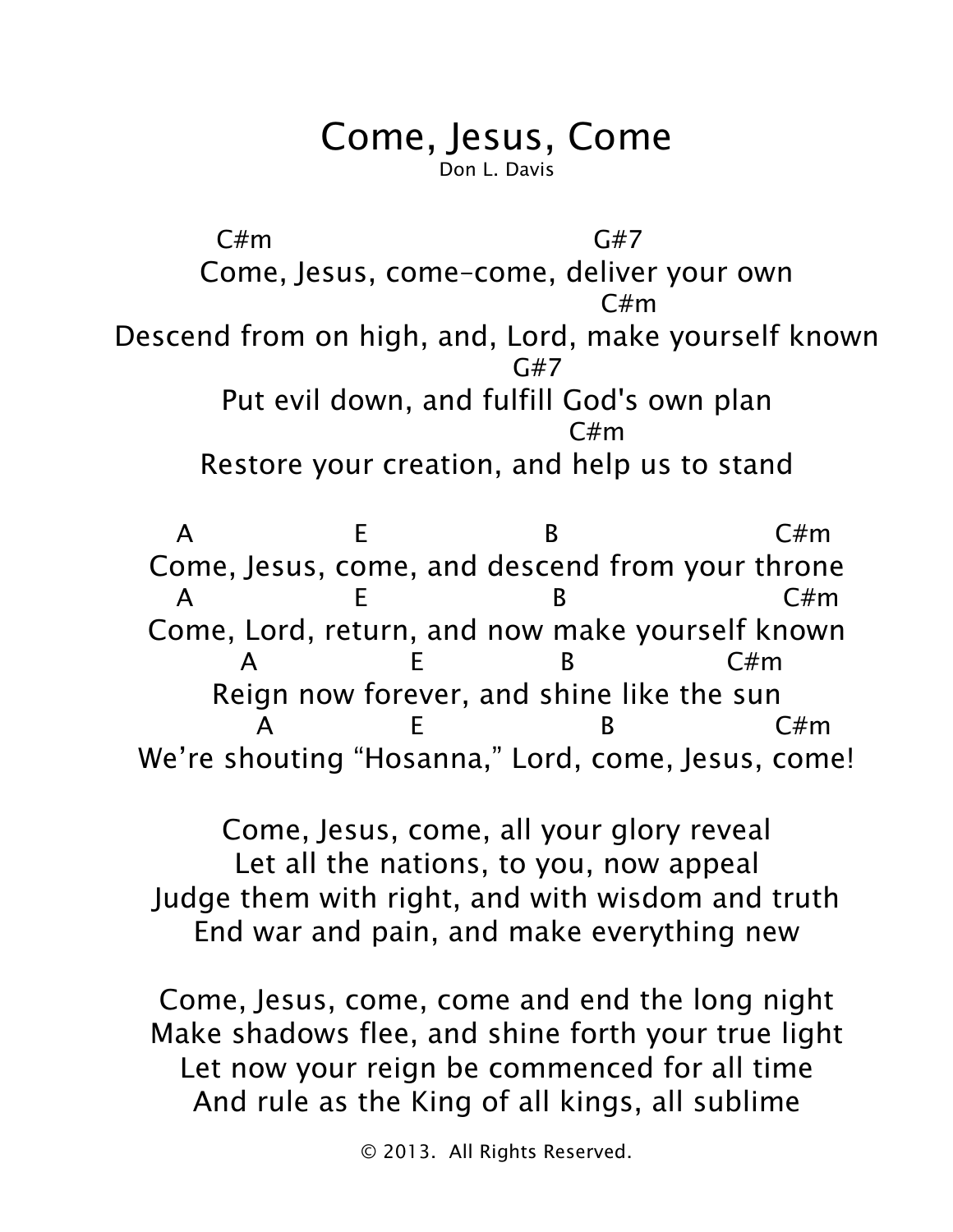# Come, Jesus, Come

Don L. Davis

```
C#m                                  G#7
Come, Jesus, come–come, deliver your own
                                      C#m
Descend from on high, and, Lord, make yourself known
                             G#7
Put evil down, and fulfill God's own plan
                              C#m
Restore your creation, and help us to stand

A              E                B                  C#m
Come, Jesus, come, and descend from your throne
A              E                 B                  C#m
Come, Lord, return, and now make yourself known
    A              E             B                C#m
Reign now forever, and shine like the sun
      A              E                  B                C#m
We're shouting "Hosanna," Lord, come, Jesus, come!
```

Come, Jesus, come, all your glory reveal
Let all the nations, to you, now appeal
Judge them with right, and with wisdom and truth
End war and pain, and make everything new

Come, Jesus, come, come and end the long night
Make shadows flee, and shine forth your true light
Let now your reign be commenced for all time
And rule as the King of all kings, all sublime

© 2013. All Rights Reserved.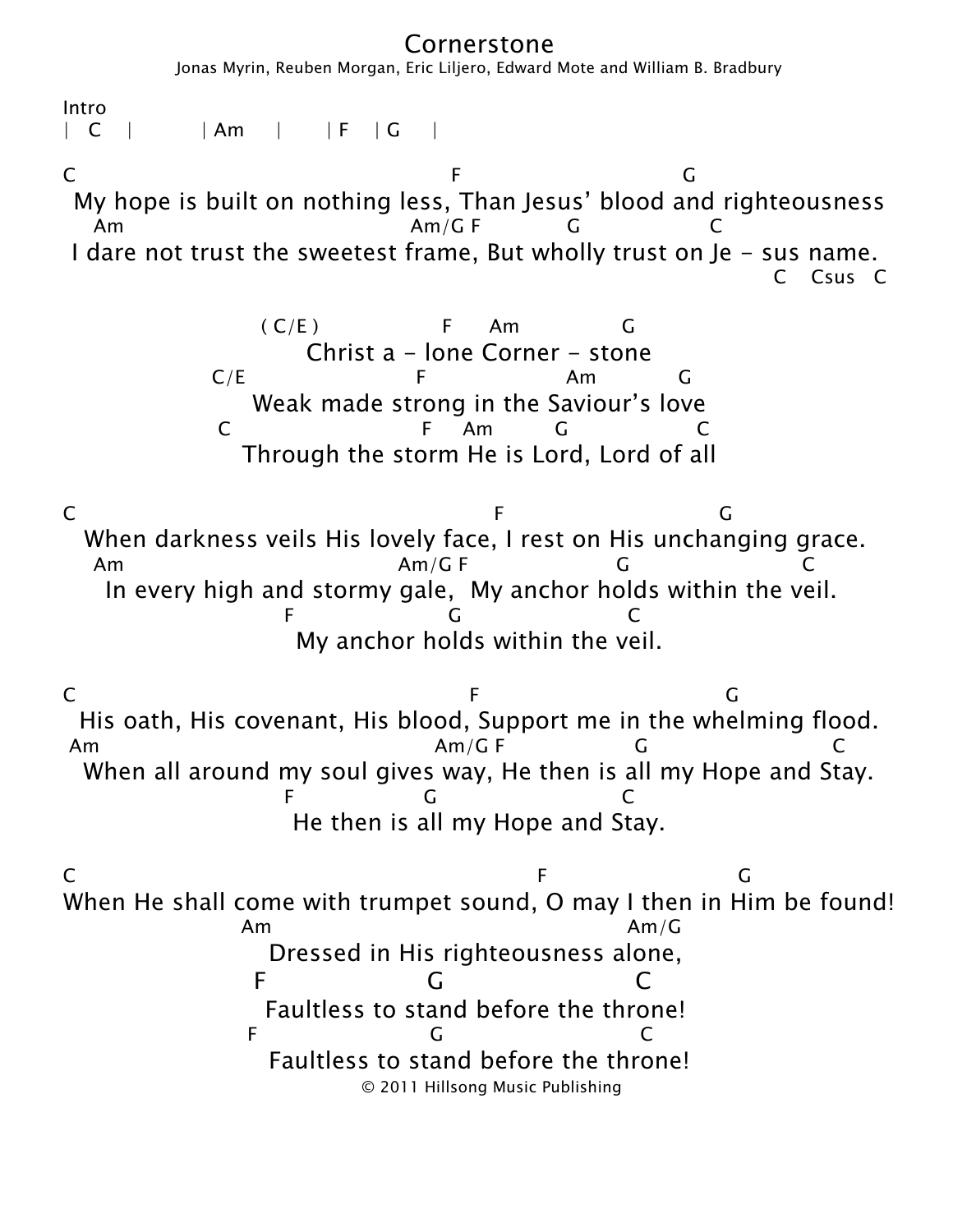# Cornerstone

Jonas Myrin, Reuben Morgan, Eric Liljero, Edward Mote and William B. Bradbury

Intro

```
|  C   |        | Am    |       | F   | G    |
```

```
C                                          F                        G
 My hope is built on nothing less, Than Jesus' blood and righteousness
   Am                                   Am/G F          G             C
 I dare not trust the sweetest frame, But wholly trust on Je - sus name.
                                                                    C   Csus   C
```

```
                    ( C/E )             F     Am            G
                         Christ a - lone Corner - stone
                C/E                 F                Am          G
                     Weak made strong in the Saviour's love
                 C                    F    Am       G              C
                     Through the storm He is Lord, Lord of all
```

```
C                                              F                        G
  When darkness veils His lovely face, I rest on His unchanging grace.
   Am                                 Am/G F                G                    C
     In every high and stormy gale,  My anchor holds within the veil.
                         F              G                C
                           My anchor holds within the veil.
```

```
C                                          F                          G
 His oath, His covenant, His blood, Support me in the whelming flood.
Am                                      Am/G F              G                    C
  When all around my soul gives way, He then is all my Hope and Stay.
                         F           G                  C
                           He then is all my Hope and Stay.
```

```
C                                                 F                    G
When He shall come with trumpet sound, O may I then in Him be found!
                   Am                                       Am/G
                      Dressed in His righteousness alone,
                  F               G                  C
                     Faultless to stand before the throne!
                 F                G                  C
                     Faultless to stand before the throne!
```

© 2011 Hillsong Music Publishing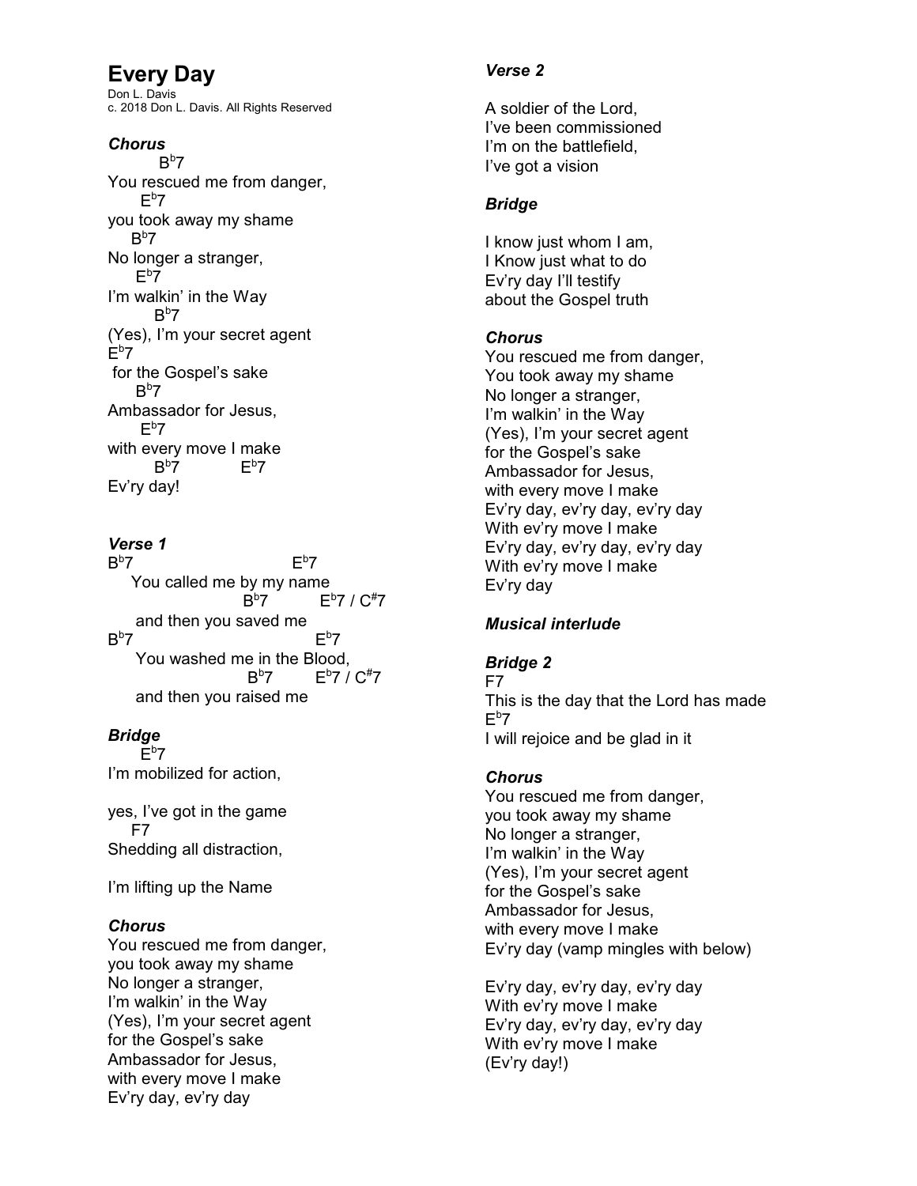# Every Day

Don L. Davis
c. 2018 Don L. Davis. All Rights Reserved

***Chorus***

```
         Bb7
You rescued me from danger,
      Eb7
you took away my shame
    Bb7
No longer a stranger,
     Eb7
I'm walkin' in the Way
        Bb7
(Yes), I'm your secret agent
Eb7
 for the Gospel's sake
     Bb7
Ambassador for Jesus,
      Eb7
with every move I make
       Bb7          Eb7
Ev'ry day!
```

***Verse 1***

```
Bb7                       Eb7
    You called me by my name
                      Bb7        Eb7 / C#7
     and then you saved me
Bb7                          Eb7
     You washed me in the Blood,
                       Bb7       Eb7 / C#7
     and then you raised me
```

***Bridge***

```
      Eb7
I'm mobilized for action,

yes, I've got in the game
    F7
Shedding all distraction,

I'm lifting up the Name
```

***Chorus***

You rescued me from danger,
you took away my shame
No longer a stranger,
I'm walkin' in the Way
(Yes), I'm your secret agent
for the Gospel's sake
Ambassador for Jesus,
with every move I make
Ev'ry day, ev'ry day

***Verse 2***

A soldier of the Lord,
I've been commissioned
I'm on the battlefield,
I've got a vision

***Bridge***

I know just whom I am,
I Know just what to do
Ev'ry day I'll testify
about the Gospel truth

***Chorus***

You rescued me from danger,
You took away my shame
No longer a stranger,
I'm walkin' in the Way
(Yes), I'm your secret agent
for the Gospel's sake
Ambassador for Jesus,
with every move I make
Ev'ry day, ev'ry day, ev'ry day
With ev'ry move I make
Ev'ry day, ev'ry day, ev'ry day
With ev'ry move I make
Ev'ry day

***Musical interlude***

***Bridge 2***

```
F7
This is the day that the Lord has made
Eb7
I will rejoice and be glad in it
```

***Chorus***

You rescued me from danger,
you took away my shame
No longer a stranger,
I'm walkin' in the Way
(Yes), I'm your secret agent
for the Gospel's sake
Ambassador for Jesus,
with every move I make
Ev'ry day (vamp mingles with below)

Ev'ry day, ev'ry day, ev'ry day
With ev'ry move I make
Ev'ry day, ev'ry day, ev'ry day
With ev'ry move I make
(Ev'ry day!)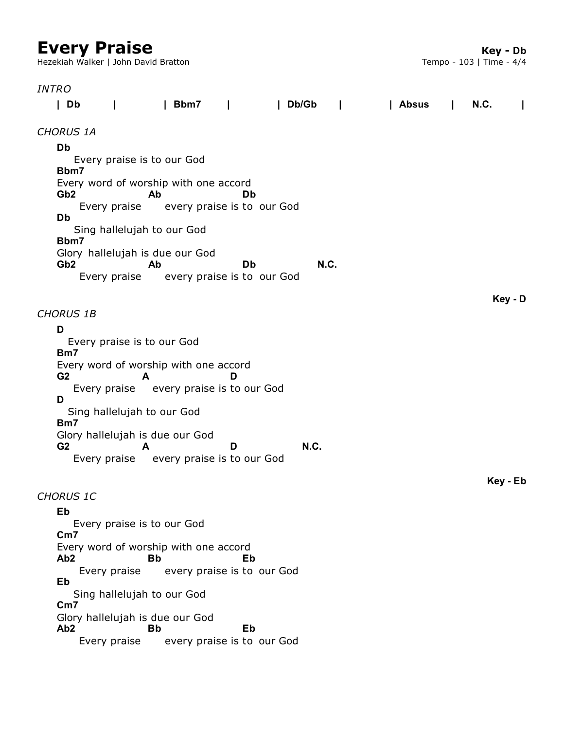# Every Praise

Hezekiah Walker | John David Bratton

**Key - Db**
Tempo - 103 | Time - 4/4

*INTRO*

```
| Db      |         | Bbm7     |         | Db/Gb     |          | Absus     |     N.C.     |
```

*CHORUS 1A*

```
Db
   Every praise is to our God
Bbm7
Every word of worship with one accord
Gb2              Ab               Db
    Every praise     every praise is to  our God
Db
   Sing hallelujah to our God
Bbm7
Glory  hallelujah is due our God
Gb2              Ab               Db            N.C.
    Every praise     every praise is to  our God
```

**Key - D**

*CHORUS 1B*

```
D
  Every praise is to our God
Bm7
Every word of worship with one accord
G2             A                D
   Every praise    every praise is to our God
D
  Sing hallelujah to our God
Bm7
Glory hallelujah is due our God
G2             A                D            N.C.
   Every praise    every praise is to our God
```

**Key - Eb**

*CHORUS 1C*

```
Eb
   Every praise is to our God
Cm7
Every word of worship with one accord
Ab2              Bb               Eb
    Every praise     every praise is to  our God
Eb
   Sing hallelujah to our God
Cm7
Glory hallelujah is due our God
Ab2              Bb               Eb
    Every praise     every praise is to  our God
```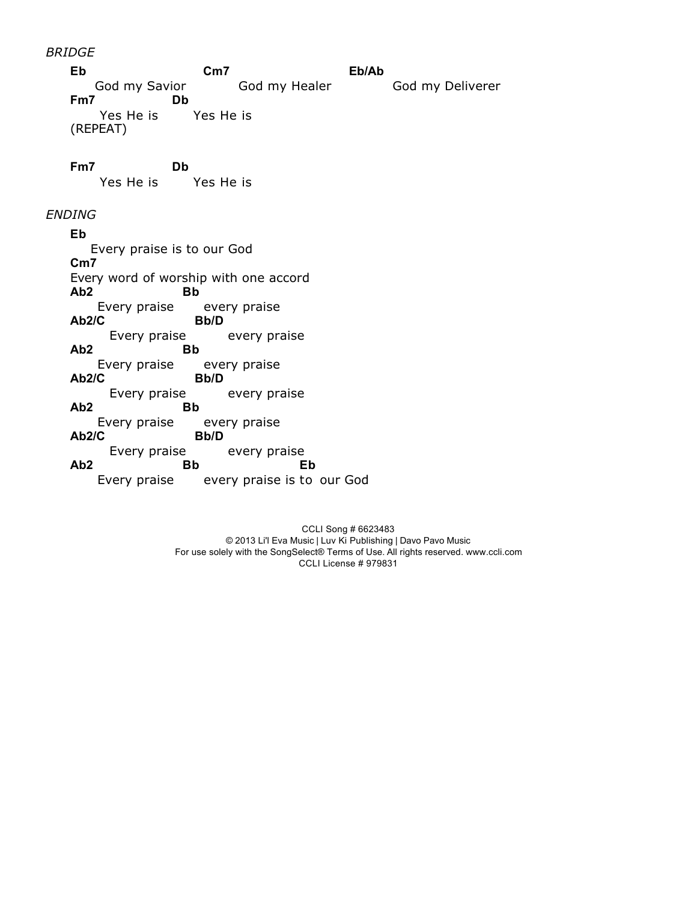*BRIDGE*

```
Eb                      Cm7                        Eb/Ab
    God my Savior           God my Healer              God my Deliverer
Fm7             Db
     Yes He is       Yes He is
(REPEAT)


Fm7             Db
     Yes He is       Yes He is
```

*ENDING*

```
Eb
   Every praise is to our God
Cm7
Every word of worship with one accord
Ab2                Bb
    Every praise       every praise
Ab2/C                Bb/D
      Every praise          every praise
Ab2                Bb
    Every praise       every praise
Ab2/C                Bb/D
      Every praise          every praise
Ab2                Bb
    Every praise       every praise
Ab2/C                Bb/D
      Every praise          every praise
Ab2                Bb                   Eb
    Every praise       every praise is to  our God
```

CCLI Song # 6623483
© 2013 Li'l Eva Music | Luv Ki Publishing | Davo Pavo Music
For use solely with the SongSelect® Terms of Use. All rights reserved. www.ccli.com
CCLI License # 979831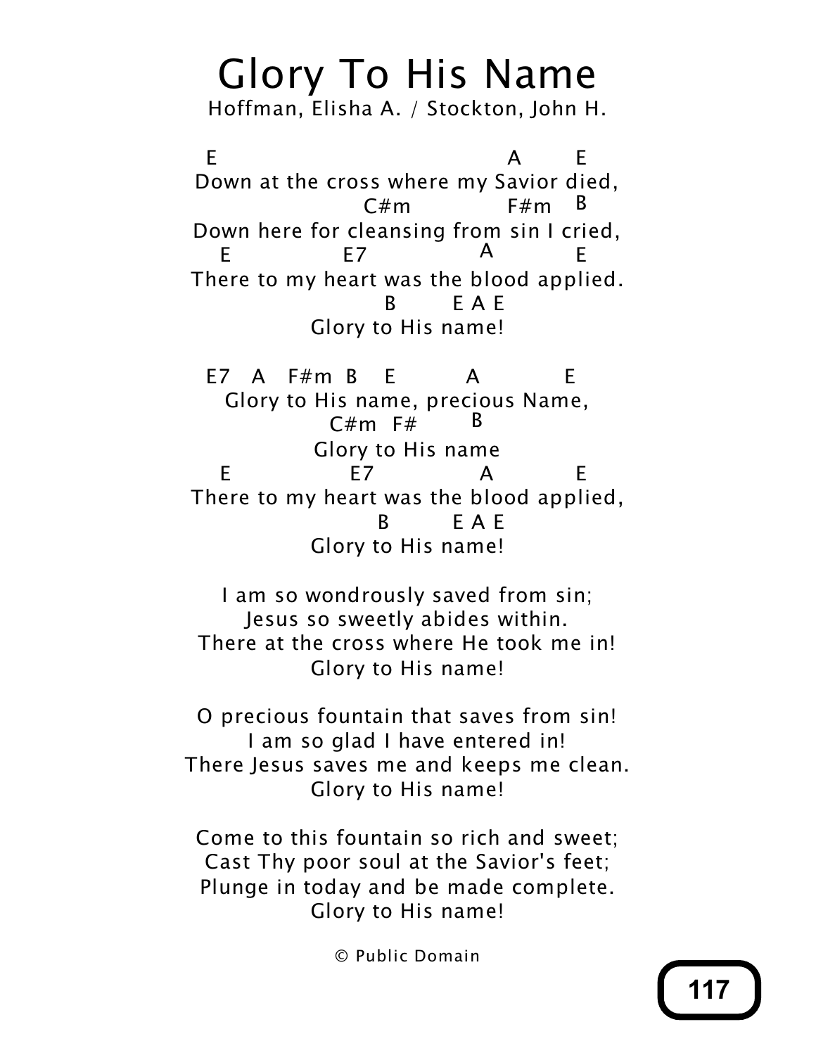# Glory To His Name

Hoffman, Elisha A. / Stockton, John H.

```
 E                                A        E
Down at the cross where my Savior died,
                  C#m             F#m  B
Down here for cleansing from sin I cried,
   E             E7            A          E
There to my heart was the blood applied.
                    B        E A E
            Glory to His name!

 E7   A   F#m  B    E         A           E
   Glory to His name, precious Name,
                 C#m  F#       B
            Glory to His name
   E               E7             A          E
There to my heart was the blood applied,
                   B         E A E
            Glory to His name!
```

I am so wondrously saved from sin;
Jesus so sweetly abides within.
There at the cross where He took me in!
Glory to His name!

O precious fountain that saves from sin!
I am so glad I have entered in!
There Jesus saves me and keeps me clean.
Glory to His name!

Come to this fountain so rich and sweet;
Cast Thy poor soul at the Savior's feet;
Plunge in today and be made complete.
Glory to His name!

© Public Domain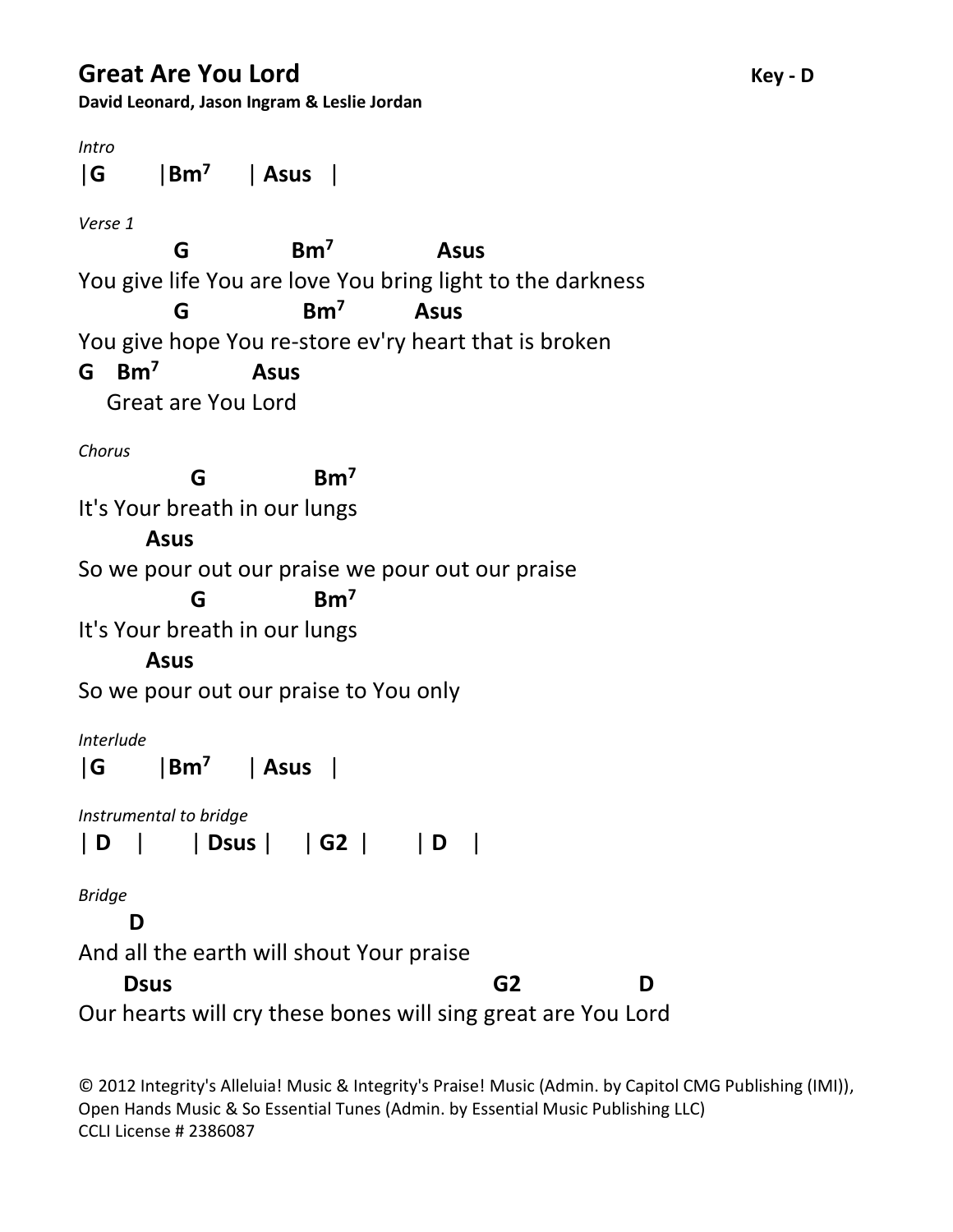# Great Are You Lord

**Key - D**

**David Leonard, Jason Ingram & Leslie Jordan**

*Intro*

```
|G       |Bm7      | Asus   |
```

*Verse 1*

```
            G              Bm7                Asus
You give life You are love You bring light to the darkness
           G                Bm7          Asus
You give hope You re-store ev'ry heart that is broken
G   Bm7            Asus
    Great are You Lord
```

*Chorus*

```
             G              Bm7
It's Your breath in our lungs
        Asus
So we pour out our praise we pour out our praise
             G              Bm7
It's Your breath in our lungs
        Asus
So we pour out our praise to You only
```

*Interlude*

```
|G       |Bm7      | Asus   |
```

*Instrumental to bridge*

```
| D    |       | Dsus |     | G2  |       | D    |
```

*Bridge*

```
      D
And all the earth will shout Your praise
      Dsus                                      G2               D
Our hearts will cry these bones will sing great are You Lord
```

© 2012 Integrity's Alleluia! Music & Integrity's Praise! Music (Admin. by Capitol CMG Publishing (IMI)), Open Hands Music & So Essential Tunes (Admin. by Essential Music Publishing LLC)
CCLI License # 2386087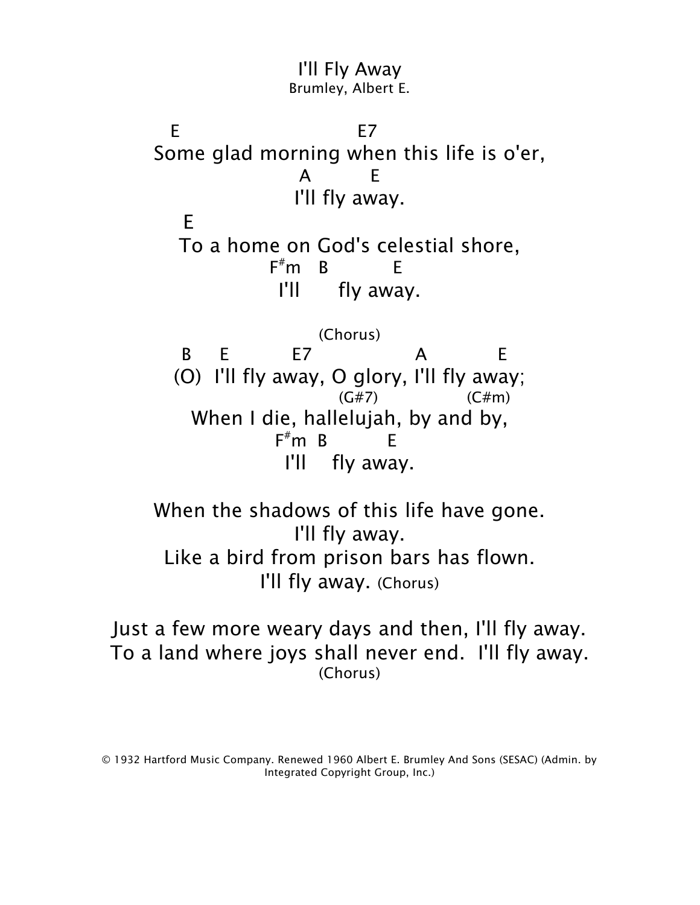# I'll Fly Away

Brumley, Albert E.

```
E                        E7
Some glad morning when this life is o'er,
           A        E
        I'll fly away.
E
To a home on God's celestial shore,
         F#m   B        E
        I'll     fly away.
```

(Chorus)

```
 B    E          E7              A          E
(O)  I'll fly away, O glory, I'll fly away;
                     (G#7)             (C#m)
When I die, hallelujah, by and by,
         F#m  B        E
        I'll    fly away.
```

When the shadows of this life have gone.
I'll fly away.
Like a bird from prison bars has flown.
I'll fly away. (Chorus)

Just a few more weary days and then, I'll fly away.
To a land where joys shall never end. I'll fly away.
(Chorus)

© 1932 Hartford Music Company. Renewed 1960 Albert E. Brumley And Sons (SESAC) (Admin. by Integrated Copyright Group, Inc.)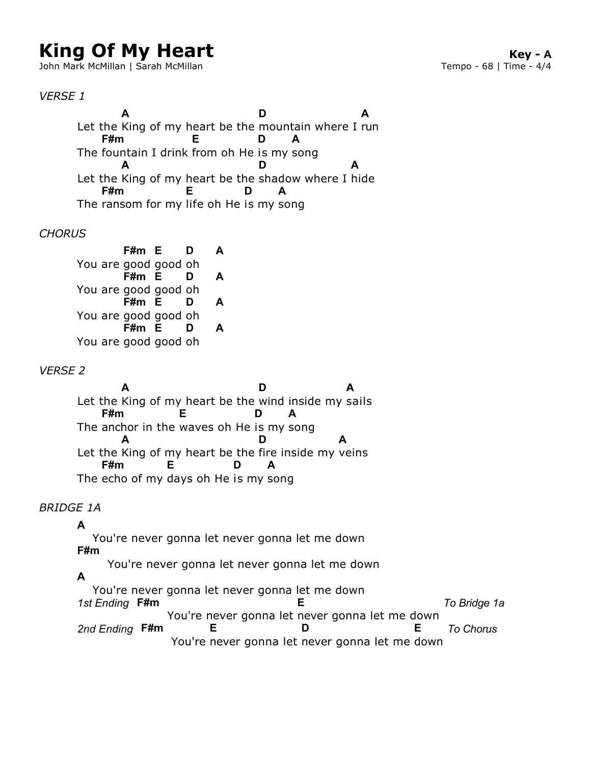# King Of My Heart

**Key - A**

John Mark McMillan | Sarah McMillan

Tempo - 68 | Time - 4/4

*VERSE 1*

```
         A                           D                   A
Let the King of my heart be the mountain where I run
      F#m              E             D      A
The fountain I drink from oh He is my song
         A                           D                 A
Let the King of my heart be the shadow where I hide
      F#m              E          D      A
The ransom for my life oh He is my song
```

*CHORUS*

```
          F#m  E      D      A
You are good good oh
          F#m  E      D      A
You are good good oh
          F#m  E      D      A
You are good good oh
          F#m  E      D      A
You are good good oh
```

*VERSE 2*

```
         A                           D                  A
Let the King of my heart be the wind inside my sails
      F#m            E             D      A
The anchor in the waves oh He is my song
         A                           D                A
Let the King of my heart be the fire inside my veins
      F#m         E            D      A
The echo of my days oh He is my song
```

*BRIDGE 1A*

```
A
   You're never gonna let never gonna let me down
F#m
       You're never gonna let never gonna let me down
A
   You're never gonna let never gonna let me down
1st Ending  F#m                          E                            To Bridge 1a
                You're never gonna let never gonna let me down
2nd Ending  F#m           E               D                 E          To Chorus
                You're never gonna let never gonna let me down
```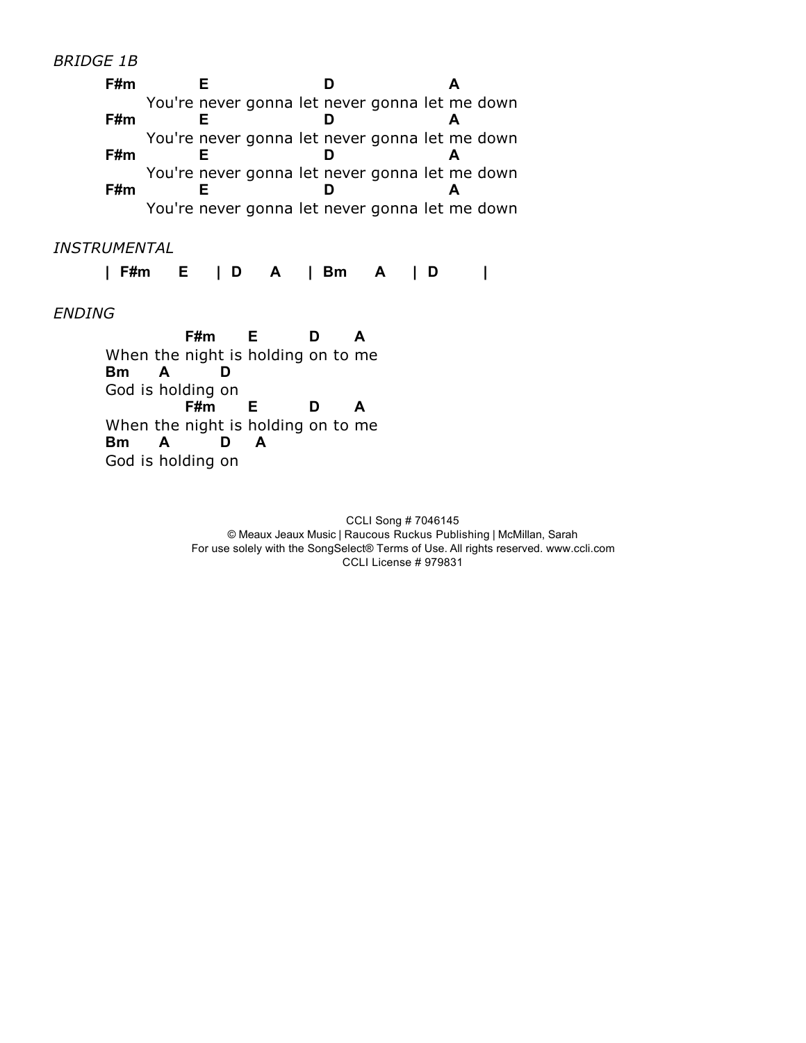*BRIDGE 1B*

```
F#m          E                  D                  A
       You're never gonna let never gonna let me down
F#m          E                  D                  A
       You're never gonna let never gonna let me down
F#m          E                  D                  A
       You're never gonna let never gonna let me down
F#m          E                  D                  A
       You're never gonna let never gonna let me down
```

*INSTRUMENTAL*

```
| F#m    E    | D    A    | Bm    A    | D       |
```

*ENDING*

```
               F#m      E        D      A
When the night is holding on to me
Bm     A        D
God is holding on
               F#m      E        D      A
When the night is holding on to me
Bm     A        D    A
God is holding on
```

CCLI Song # 7046145
© Meaux Jeaux Music | Raucous Ruckus Publishing | McMillan, Sarah
For use solely with the SongSelect® Terms of Use. All rights reserved. www.ccli.com
CCLI License # 979831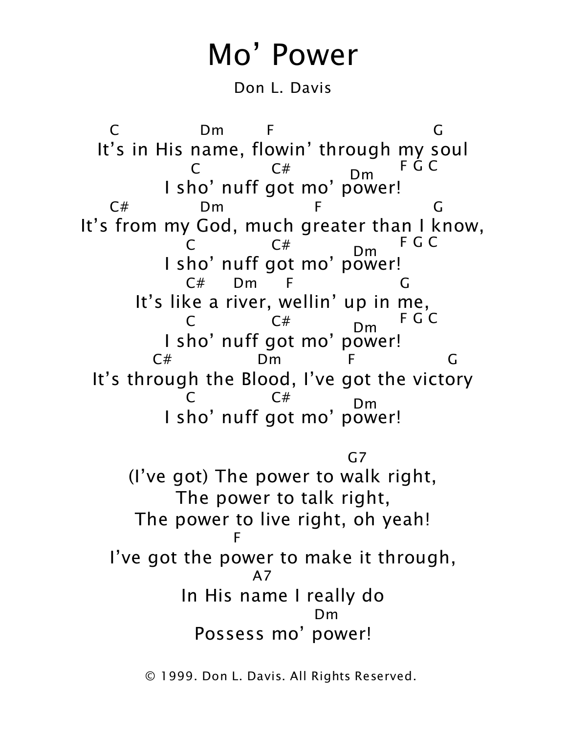# Mo' Power

Don L. Davis

```
  C              Dm         F                            G
It's in His name, flowin' through my soul
              C            C#          Dm      F G C
      I sho' nuff got mo' power!
  C#             Dm               F                      G
It's from my God, much greater than I know,
              C            C#          Dm      F G C
      I sho' nuff got mo' power!
              C#      Dm      F                  G
      It's like a river, wellin' up in me,
              C            C#          Dm      F G C
      I sho' nuff got mo' power!
         C#               Dm            F                G
It's through the Blood, I've got the victory
              C            C#          Dm
      I sho' nuff got mo' power!

                                        G7
(I've got) The power to walk right,
     The power to talk right,
The power to live right, oh yeah!
                  F
I've got the power to make it through,
                   A7
     In His name I really do
                        Dm
     Possess mo' power!
```

© 1999. Don L. Davis. All Rights Reserved.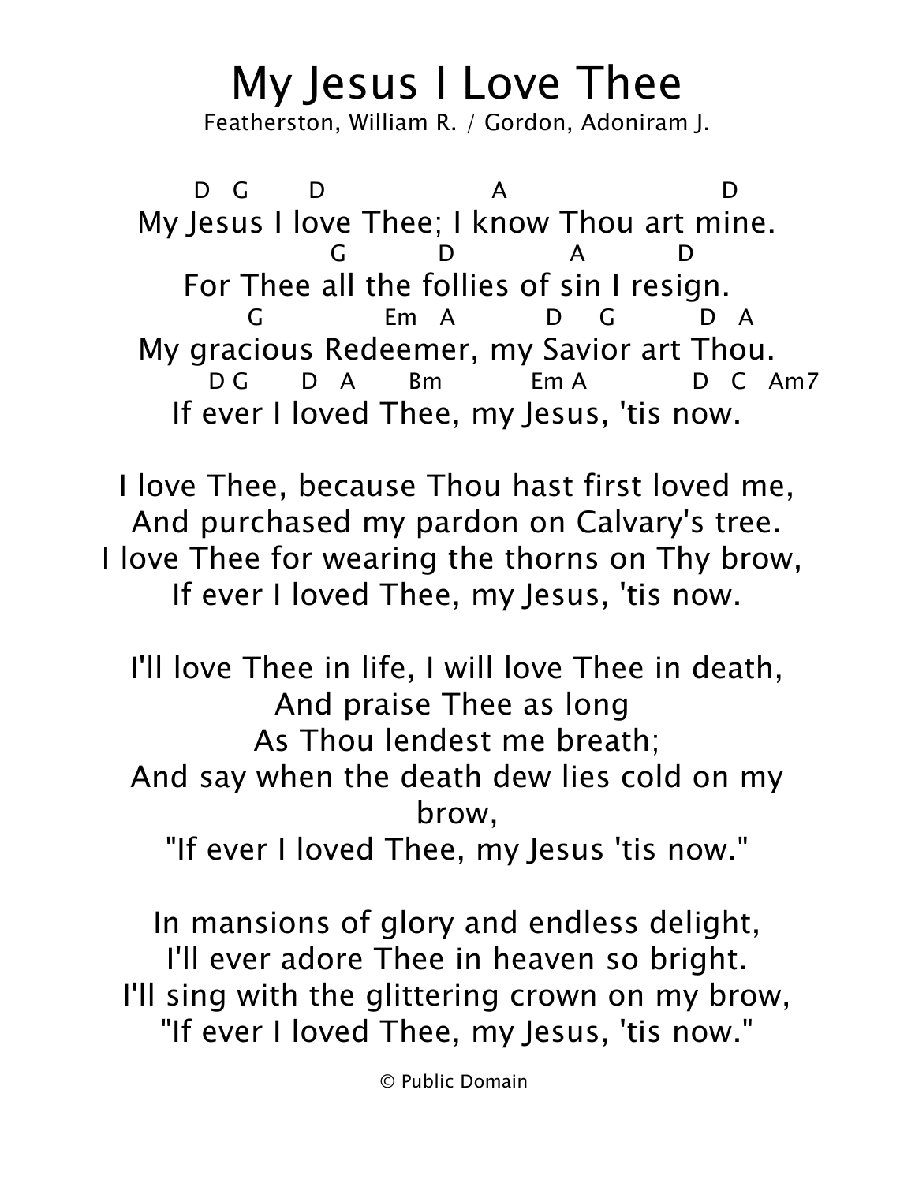# My Jesus I Love Thee

Featherston, William R. / Gordon, Adoniram J.

```
    D   G       D                 A                     D
My Jesus I love Thee; I know Thou art mine.
                 G          D            A          D
For Thee all the follies of sin I resign.
       G              Em   A          D     G         D   A
My gracious Redeemer, my Savior art Thou.
     D G      D   A      Bm         Em A            D   C   Am7
If ever I loved Thee, my Jesus, 'tis now.
```

I love Thee, because Thou hast first loved me,
And purchased my pardon on Calvary's tree.
I love Thee for wearing the thorns on Thy brow,
If ever I loved Thee, my Jesus, 'tis now.

I'll love Thee in life, I will love Thee in death,
And praise Thee as long
As Thou lendest me breath;
And say when the death dew lies cold on my brow,
"If ever I loved Thee, my Jesus 'tis now."

In mansions of glory and endless delight,
I'll ever adore Thee in heaven so bright.
I'll sing with the glittering crown on my brow,
"If ever I loved Thee, my Jesus, 'tis now."

© Public Domain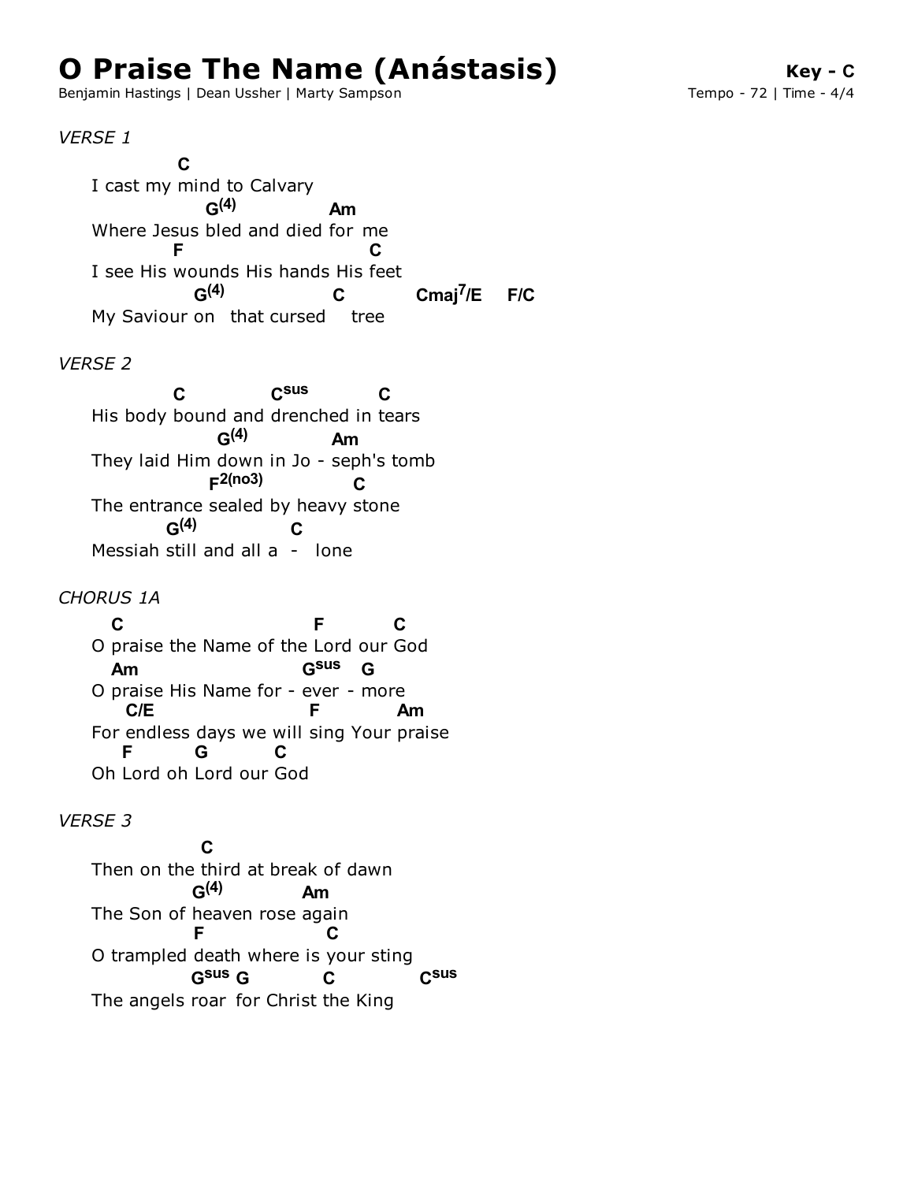# O Praise The Name (Anástasis)

**Key - C**

Benjamin Hastings | Dean Ussher | Marty Sampson

Tempo - 72 | Time - 4/4

*VERSE 1*

```
          C
I cast my mind to Calvary
               G(4)             Am
Where Jesus bled and died for me
        F                        C
I see His wounds His hands His feet
             G(4)            C           Cmaj7/E    F/C
My Saviour on   that cursed     tree
```

*VERSE 2*

```
          C          Csus          C
His body bound and drenched in tears
                G(4)           Am
They laid Him down in Jo - seph's tomb
               F2(no3)            C
The entrance sealed by heavy stone
        G(4)            C
Messiah still and all a  -  lone
```

*CHORUS 1A*

```
  C                           F        C
O praise the Name of the Lord our God
  Am                      Gsus   G
O praise His Name for - ever - more
   C/E                      F         Am
For endless days we will sing Your praise
   F       G      C
Oh Lord oh Lord our God
```

*VERSE 3*

```
                 C
Then on the third at break of dawn
             G(4)          Am
The Son of heaven rose again
             F               C
O trampled death where is your sting
             Gsus G          C            Csus
The angels roar  for Christ the King
```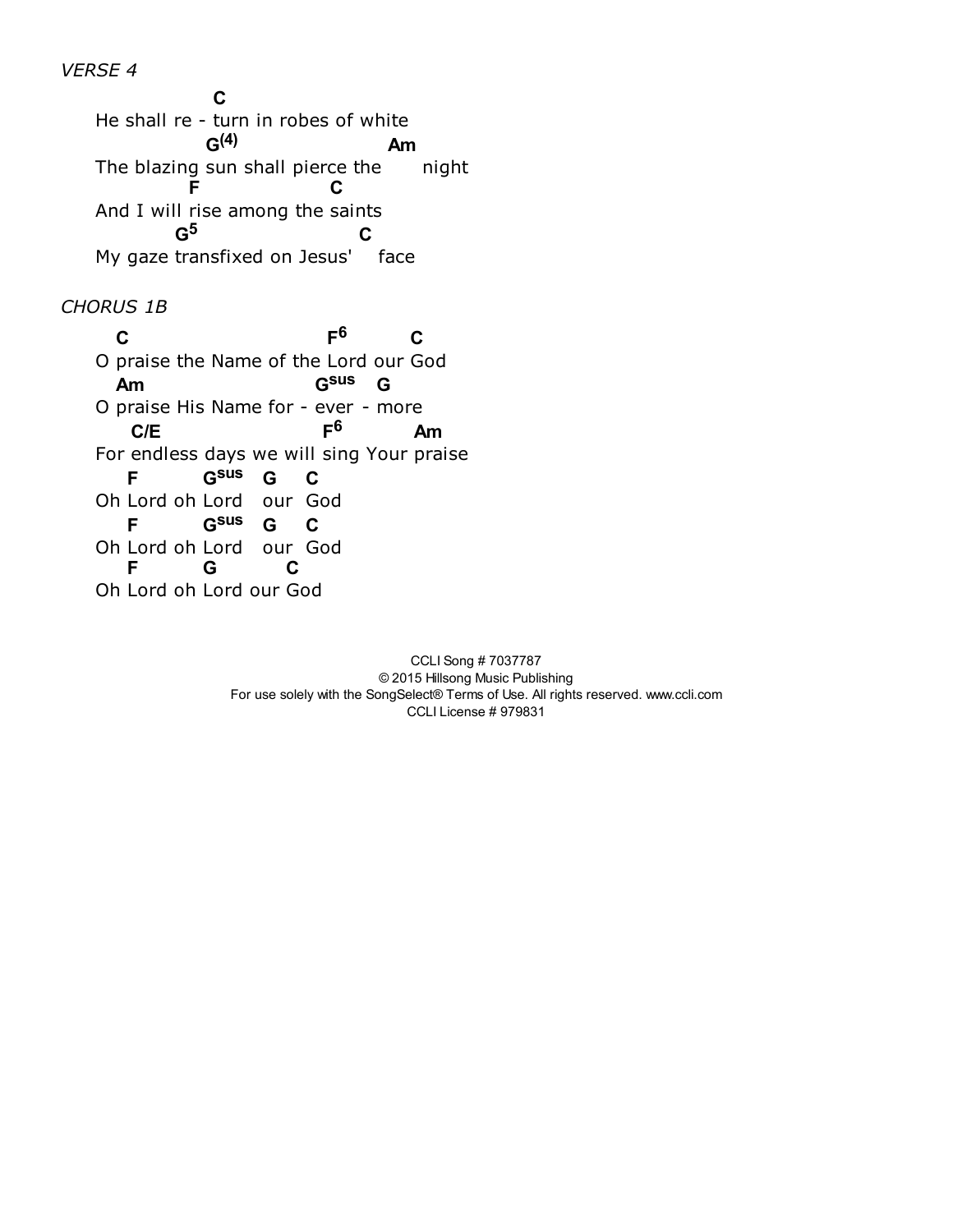*VERSE 4*

```
             C
He shall re - turn in robes of white
              G(4)                  Am
The blazing sun shall pierce the       night
           F                C
And I will rise among the saints
          G5                  C
My gaze transfixed on Jesus'    face
```

*CHORUS 1B*

```
  C                        F6       C
O praise the Name of the Lord our God
  Am                      Gsus  G
O praise His Name for - ever - more
    C/E                    F6        Am
For endless days we will sing Your praise
   F       Gsus    G    C
Oh Lord oh Lord   our  God
   F       Gsus    G    C
Oh Lord oh Lord   our  God
   F       G       C
Oh Lord oh Lord our God
```

CCLI Song # 7037787
© 2015 Hillsong Music Publishing
For use solely with the SongSelect® Terms of Use. All rights reserved. www.ccli.com
CCLI License # 979831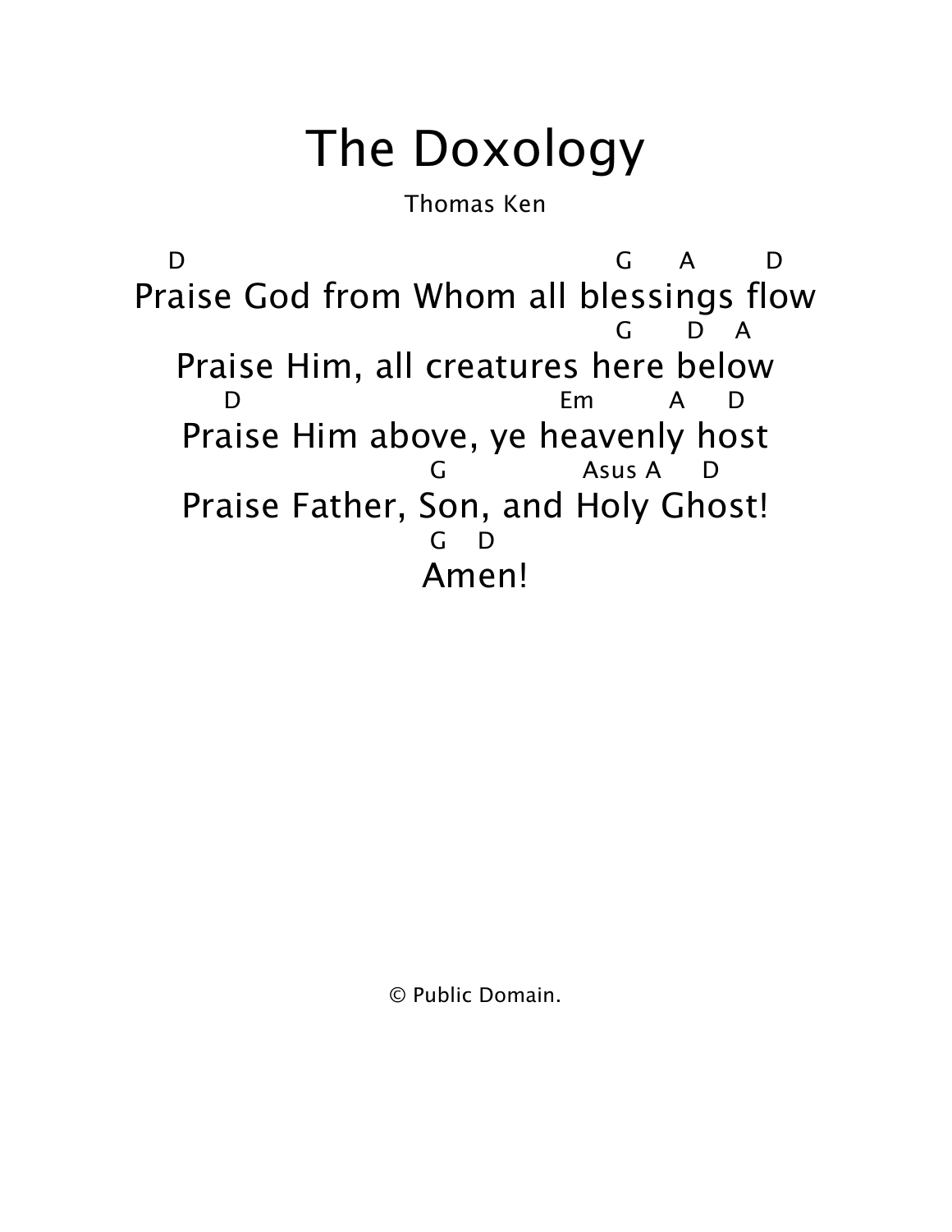# The Doxology

Thomas Ken

```
 D                                  G    A     D
Praise God from Whom all blessings flow
                                    G     D   A
Praise Him, all creatures here below
   D                           Em     A    D
Praise Him above, ye heavenly host
                  G          Asus A    D
Praise Father, Son, and Holy Ghost!
                  G   D
Amen!
```

© Public Domain.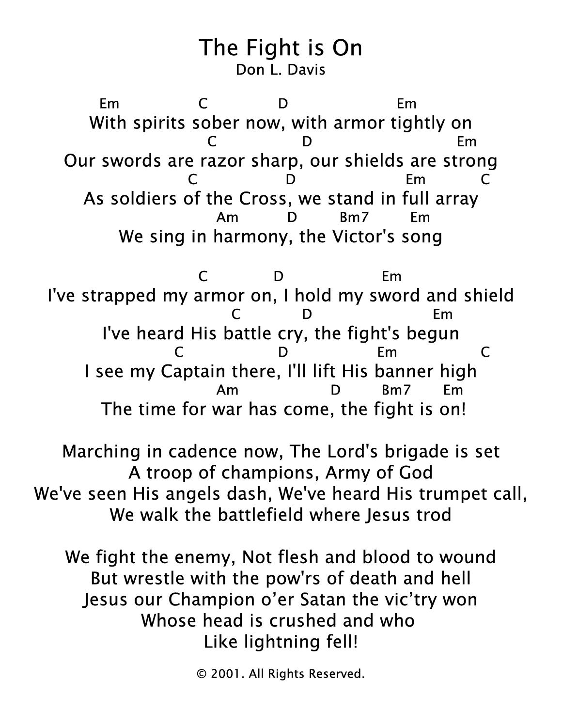# The Fight is On

Don L. Davis

```
Em               C             D                   Em
With spirits sober now, with armor tightly on
                    C             D                          Em
Our swords are razor sharp, our shields are strong
                C             D                  Em          C
As soldiers of the Cross, we stand in full array
                    Am         D        Bm7        Em
We sing in harmony, the Victor's song
```

```
                    C           D                   Em
I've strapped my armor on, I hold my sword and shield
                        C          D                     Em
I've heard His battle cry, the fight's begun
              C                D              Em              C
I see my Captain there, I'll lift His banner high
                    Am                D        Bm7       Em
The time for war has come, the fight is on!
```

Marching in cadence now, The Lord's brigade is set
A troop of champions, Army of God
We've seen His angels dash, We've heard His trumpet call,
We walk the battlefield where Jesus trod

We fight the enemy, Not flesh and blood to wound
But wrestle with the pow'rs of death and hell
Jesus our Champion o'er Satan the vic'try won
Whose head is crushed and who
Like lightning fell!

© 2001. All Rights Reserved.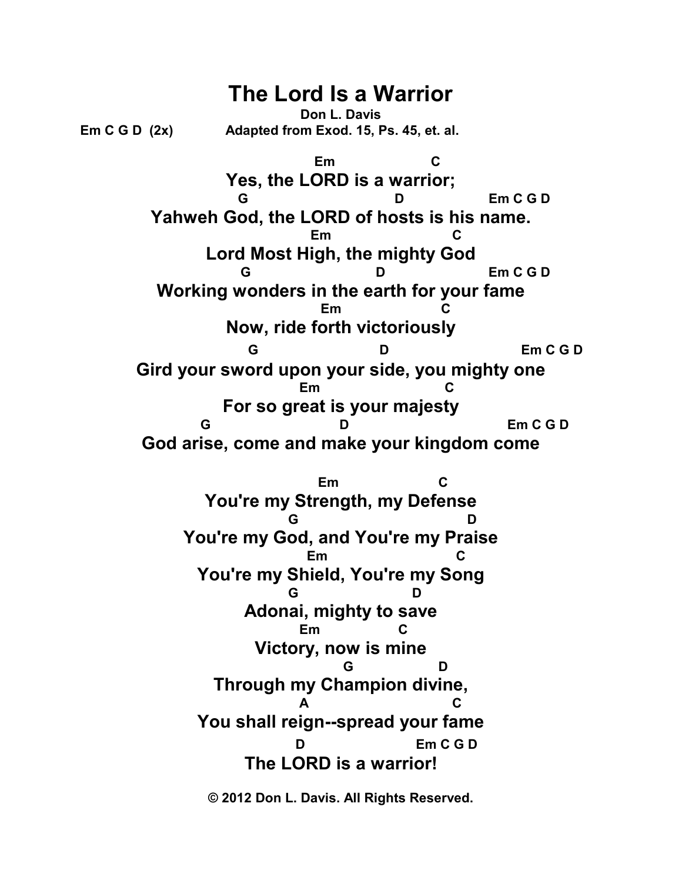# The Lord Is a Warrior

**Don L. Davis**

Em C G D (2x) Adapted from Exod. 15, Ps. 45, et. al.

```
                  Em                C
Yes, the LORD is a warrior;
      G                      D              Em C G D
Yahweh God, the LORD of hosts is his name.
                  Em                C
Lord Most High, the mighty God
        G                     D                 Em C G D
Working wonders in the earth for your fame
                  Em                C
Now, ride forth victoriously
          G                  D                      Em C G D
Gird your sword upon your side, you mighty one
                  Em                C
For so great is your majesty
     G                   D                        Em C G D
God arise, come and make your kingdom come

                  Em                C
You're my Strength, my Defense
              G                        D
You're my God, and You're my Praise
                 Em                C
You're my Shield, You're my Song
               G             D
Adonai, mighty to save
             Em         C
Victory, now is mine
                  G             D
Through my Champion divine,
               A                     C
You shall reign--spread your fame
            D                    Em C G D
The LORD is a warrior!
```

© 2012 Don L. Davis. All Rights Reserved.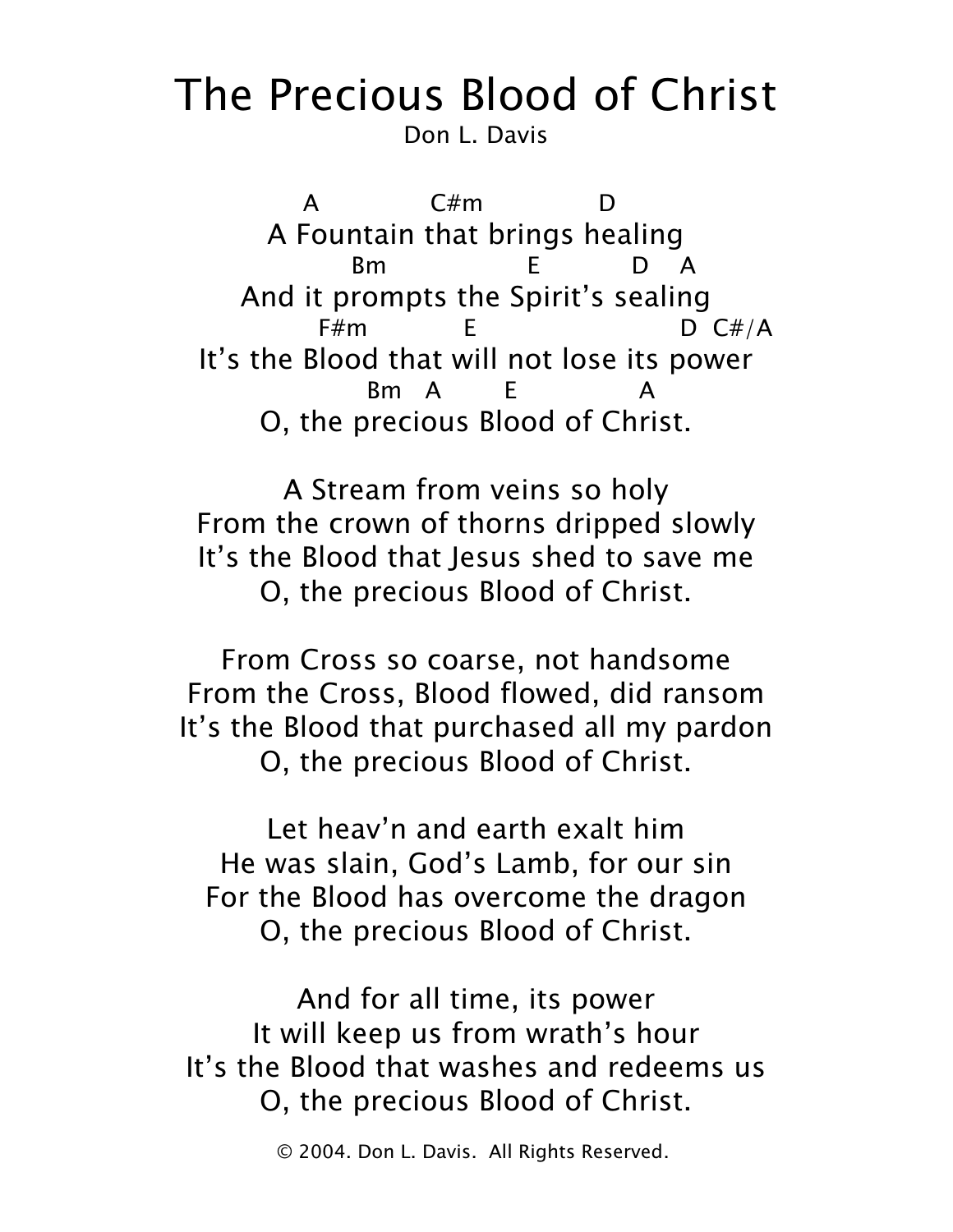# The Precious Blood of Christ

Don L. Davis

```
  A           C#m          D
A Fountain that brings healing
         Bm             E        D   A
And it prompts the Spirit's sealing
       F#m          E                    D  C#/A
It's the Blood that will not lose its power
           Bm   A      E          A
O, the precious Blood of Christ.
```

A Stream from veins so holy  
From the crown of thorns dripped slowly  
It's the Blood that Jesus shed to save me  
O, the precious Blood of Christ.

From Cross so coarse, not handsome  
From the Cross, Blood flowed, did ransom  
It's the Blood that purchased all my pardon  
O, the precious Blood of Christ.

Let heav'n and earth exalt him  
He was slain, God's Lamb, for our sin  
For the Blood has overcome the dragon  
O, the precious Blood of Christ.

And for all time, its power  
It will keep us from wrath's hour  
It's the Blood that washes and redeems us  
O, the precious Blood of Christ.

© 2004. Don L. Davis. All Rights Reserved.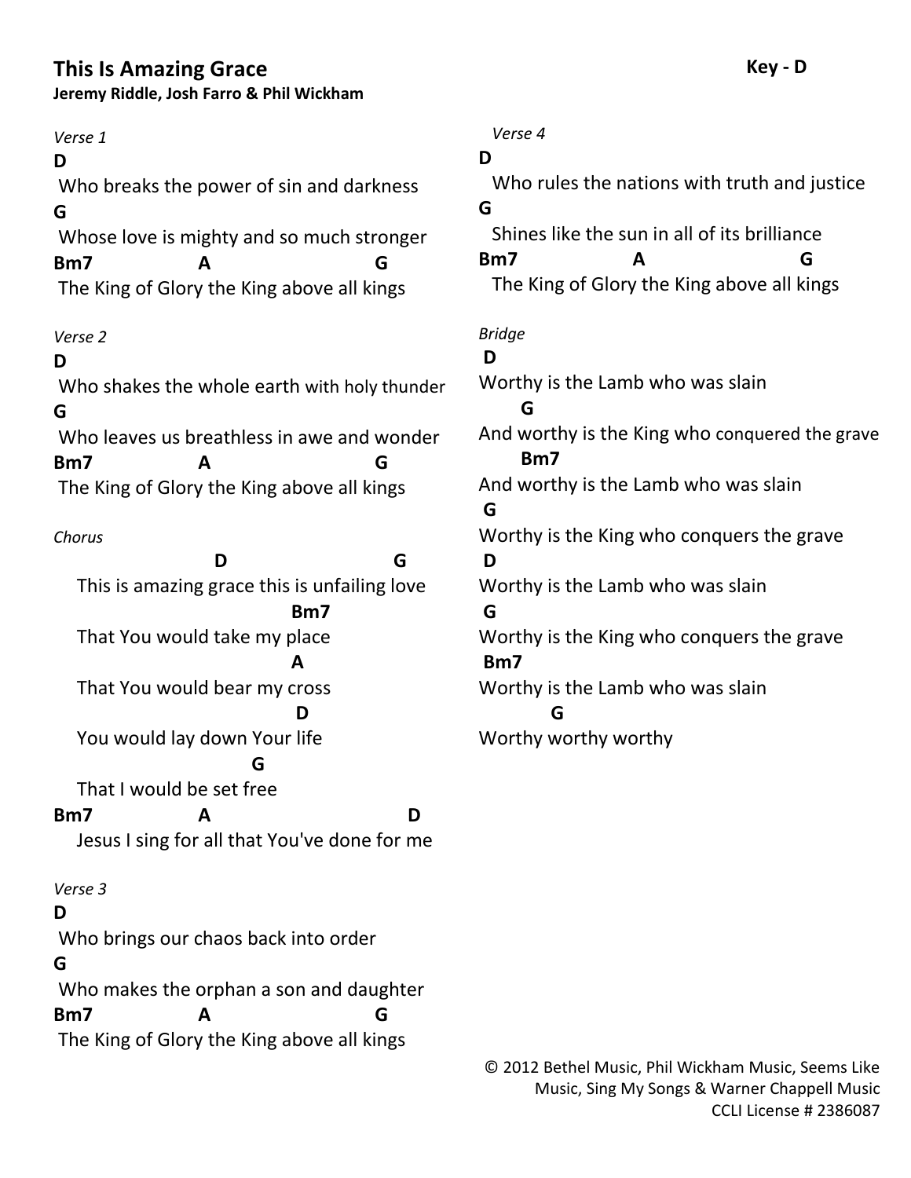# This Is Amazing Grace

**Key - D**

**Jeremy Riddle, Josh Farro & Phil Wickham**

*Verse 1*

```
D
 Who breaks the power of sin and darkness
G
 Whose love is mighty and so much stronger
Bm7              A                     G
 The King of Glory the King above all kings
```

*Verse 2*

```
D
 Who shakes the whole earth with holy thunder
G
 Who leaves us breathless in awe and wonder
Bm7              A                     G
 The King of Glory the King above all kings
```

*Chorus*

```
                       D                       G
   This is amazing grace this is unfailing love
                                 Bm7
   That You would take my place
                                 A
   That You would bear my cross
                                 D
   You would lay down Your life
                           G
   That I would be set free
Bm7              A                            D
   Jesus I sing for all that You've done for me
```

*Verse 3*

```
D
 Who brings our chaos back into order
G
 Who makes the orphan a son and daughter
Bm7              A                     G
 The King of Glory the King above all kings
```

*Verse 4*

```
D
  Who rules the nations with truth and justice
G
  Shines like the sun in all of its brilliance
Bm7              A                     G
  The King of Glory the King above all kings
```

*Bridge*

```
 D
Worthy is the Lamb who was slain
      G
And worthy is the King who conquered the grave
      Bm7
And worthy is the Lamb who was slain
 G
Worthy is the King who conquers the grave
 D
Worthy is the Lamb who was slain
 G
Worthy is the King who conquers the grave
 Bm7
Worthy is the Lamb who was slain
           G
Worthy worthy worthy
```

© 2012 Bethel Music, Phil Wickham Music, Seems Like Music, Sing My Songs & Warner Chappell Music
CCLI License # 2386087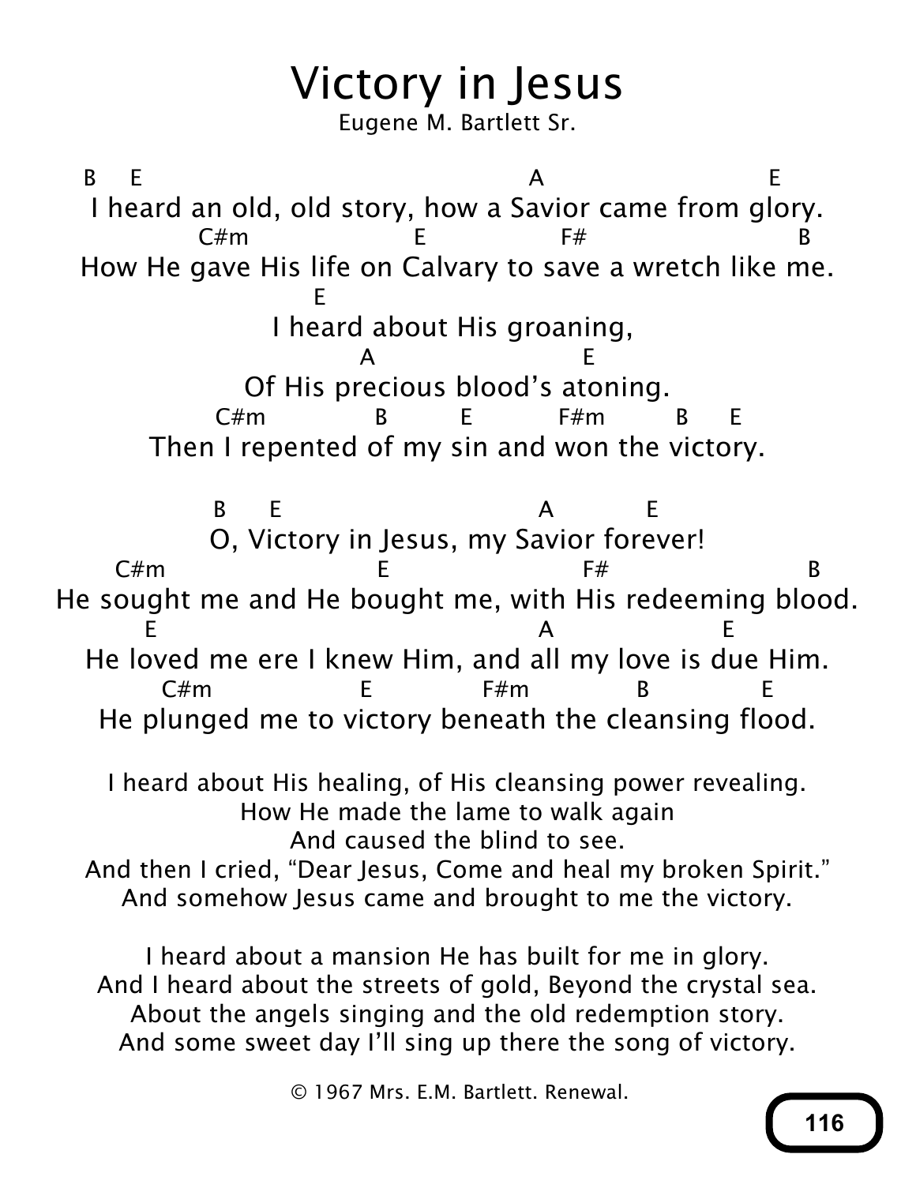# Victory in Jesus

Eugene M. Bartlett Sr.

```
B     E                                         A                        E
I heard an old, old story, how a Savior came from glory.
           C#m                   E                F#                        B
How He gave His life on Calvary to save a wretch like me.
                           E
            I heard about His groaning,
                        A                       E
        Of His precious blood's atoning.
          C#m              B          E           F#m         B      E
Then I repented of my sin and won the victory.

              B      E                          A             E
        O, Victory in Jesus, my Savior forever!
   C#m                       E                          F#                         B
He sought me and He bought me, with His redeeming blood.
       E                                        A                    E
He loved me ere I knew Him, and all my love is due Him.
          C#m                  E              F#m              B               E
He plunged me to victory beneath the cleansing flood.
```

I heard about His healing, of His cleansing power revealing.
How He made the lame to walk again
And caused the blind to see.
And then I cried, "Dear Jesus, Come and heal my broken Spirit."
And somehow Jesus came and brought to me the victory.

I heard about a mansion He has built for me in glory.
And I heard about the streets of gold, Beyond the crystal sea.
About the angels singing and the old redemption story.
And some sweet day I'll sing up there the song of victory.

© 1967 Mrs. E.M. Bartlett. Renewal.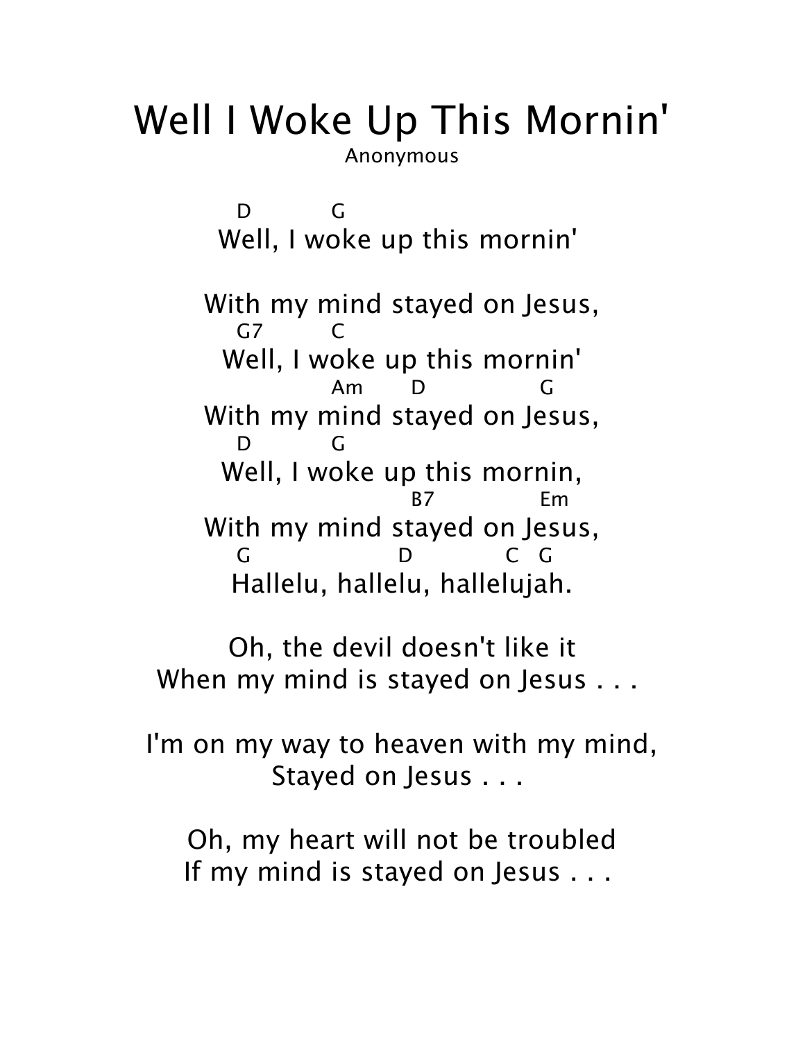# Well I Woke Up This Mornin'

Anonymous

```
 D           G
Well, I woke up this mornin'

With my mind stayed on Jesus,
  G7         C
Well, I woke up this mornin'
              Am       D              G
With my mind stayed on Jesus,
  D           G
Well, I woke up this mornin,
                         B7              Em
With my mind stayed on Jesus,
  G                    D             C   G
Hallelu, hallelu, hallelujah.
```

Oh, the devil doesn't like it
When my mind is stayed on Jesus . . .

I'm on my way to heaven with my mind,
Stayed on Jesus . . .

Oh, my heart will not be troubled
If my mind is stayed on Jesus . . .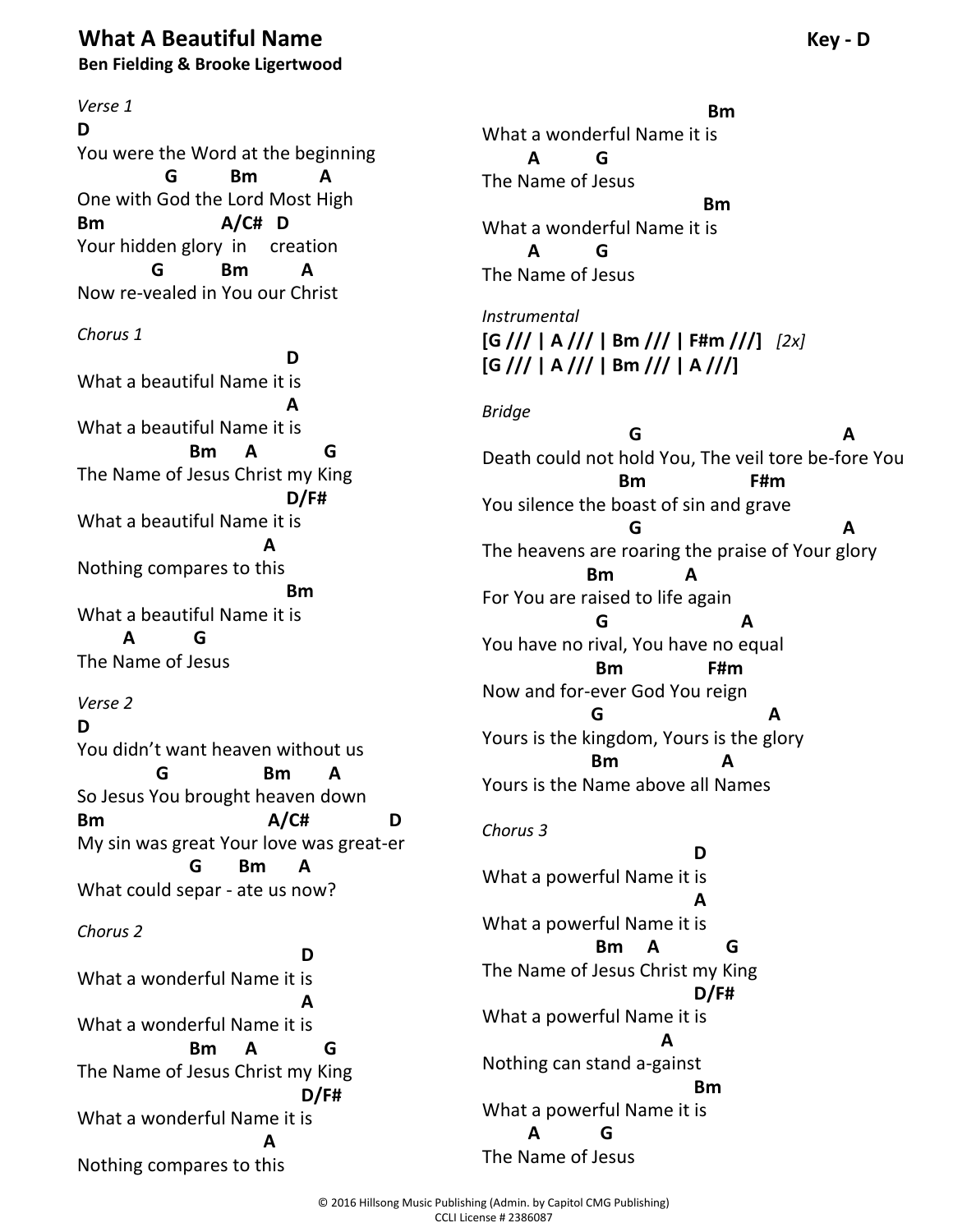# What A Beautiful Name

**Key - D**

**Ben Fielding & Brooke Ligertwood**

*Verse 1*

```
D
You were the Word at the beginning
               G          Bm           A
One with God the Lord Most High
Bm                   A/C#   D
Your hidden glory  in     creation
             G          Bm          A
Now re-vealed in You our Christ
```

*Chorus 1*

```
                                 D
What a beautiful Name it is
                                 A
What a beautiful Name it is
                    Bm     A            G
The Name of Jesus Christ my King
                                 D/F#
What a beautiful Name it is
                              A
Nothing compares to this
                                 Bm
What a beautiful Name it is
        A          G
The Name of Jesus
```

*Verse 2*

```
D
You didn't want heaven without us
             G                Bm       A
So Jesus You brought heaven down
Bm                         A/C#              D
My sin was great Your love was great-er
                 G       Bm      A
What could separ - ate us now?
```

*Chorus 2*

```
                                   D
What a wonderful Name it is
                                   A
What a wonderful Name it is
                    Bm     A            G
The Name of Jesus Christ my King
                                   D/F#
What a wonderful Name it is
                              A
Nothing compares to this
                                   Bm
What a wonderful Name it is
        A          G
The Name of Jesus
                                   Bm
What a wonderful Name it is
        A          G
The Name of Jesus
```

*Instrumental*

**[G /// | A /// | Bm /// | F#m ///]** *[2x]*
**[G /// | A /// | Bm /// | A ///]**

*Bridge*

```
                     G                                A
Death could not hold You, The veil tore be-fore You
                  Bm                  F#m
You silence the boast of sin and grave
                     G                                A
The heavens are roaring the praise of Your glory
             Bm             A
For You are raised to life again
                 G                    A
You have no rival, You have no equal
                 Bm              F#m
Now and for-ever God You reign
                G                          A
Yours is the kingdom, Yours is the glory
                Bm                A
Yours is the Name above all Names
```

*Chorus 3*

```
                                D
What a powerful Name it is
                                A
What a powerful Name it is
                   Bm     A          G
The Name of Jesus Christ my King
                                D/F#
What a powerful Name it is
                             A
Nothing can stand a-gainst
                                Bm
What a powerful Name it is
        A          G
The Name of Jesus
```

© 2016 Hillsong Music Publishing (Admin. by Capitol CMG Publishing)
CCLI License # 2386087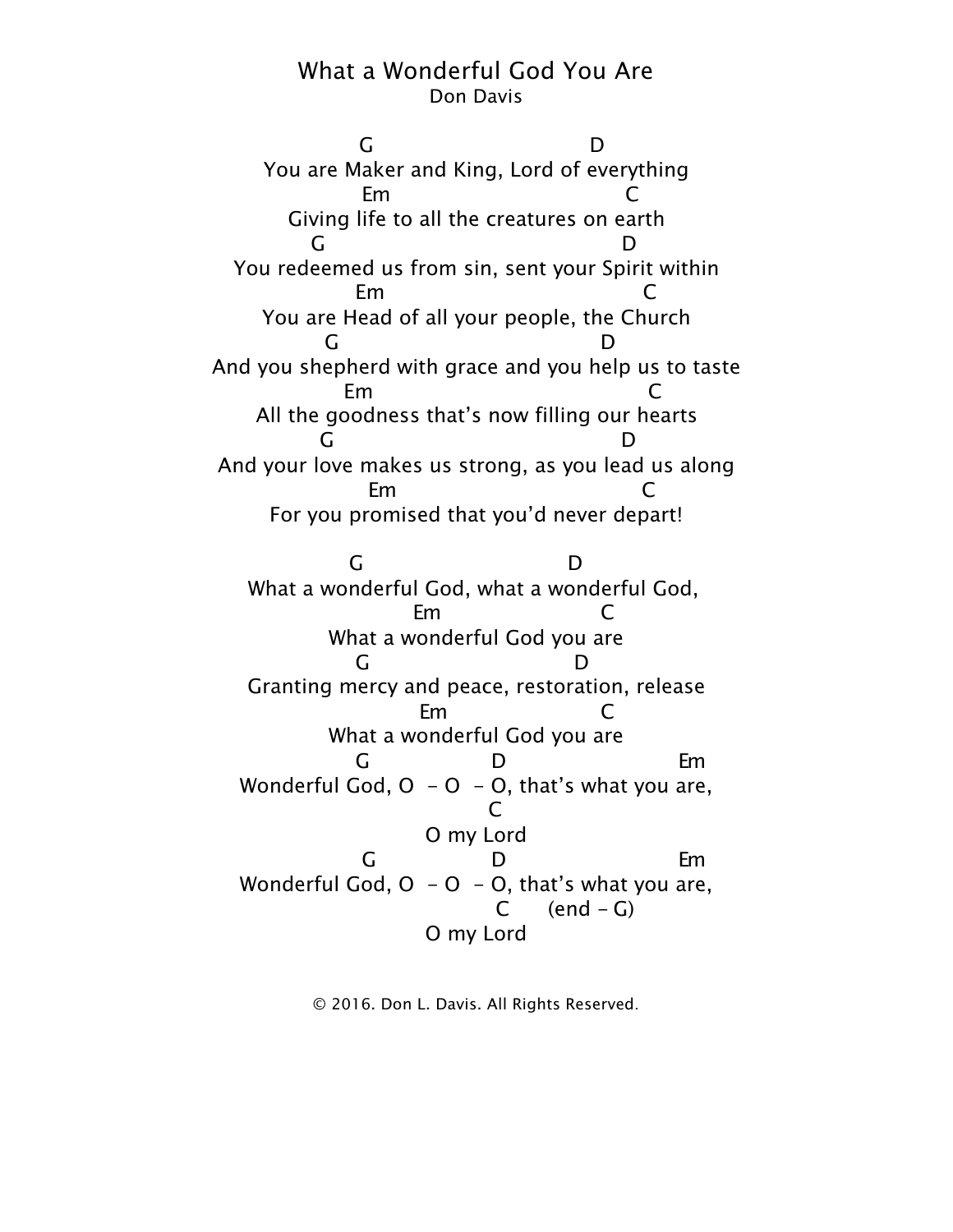# What a Wonderful God You Are

Don Davis

```
              G                              D
You are Maker and King, Lord of everything
              Em                             C
Giving life to all the creatures on earth
         G                                    D
You redeemed us from sin, sent your Spirit within
               Em                               C
You are Head of all your people, the Church
            G                              D
And you shepherd with grace and you help us to taste
              Em                              C
All the goodness that's now filling our hearts
            G                                D
And your love makes us strong, as you lead us along
                Em                             C
For you promised that you'd never depart!

              G                            D
What a wonderful God, what a wonderful God,
                   Em                   C
What a wonderful God you are
              G                           D
Granting mercy and peace, restoration, release
                   Em                   C
What a wonderful God you are
              G                D                          Em
Wonderful God, O  - O  - O, that's what you are,
                         C
               O my Lord
              G                D                          Em
Wonderful God, O  - O  - O, that's what you are,
                         C       (end - G)
               O my Lord
```

© 2016. Don L. Davis. All Rights Reserved.